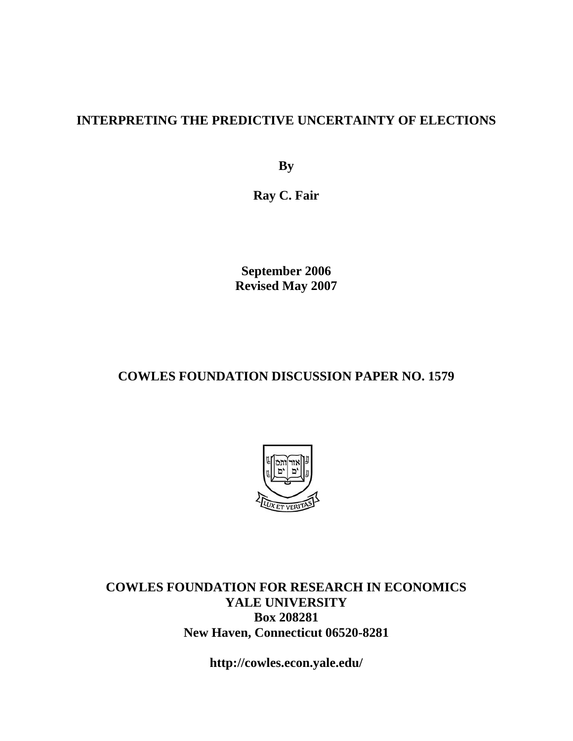# INTERPRETING THE PREDICTIVE UNCERTAINTY OF ELECTIONS

**By**

**Ray C. Fair**

**September 2006**
**Revised May 2007**

## COWLES FOUNDATION DISCUSSION PAPER NO. 1579

**COWLES FOUNDATION FOR RESEARCH IN ECONOMICS**
**YALE UNIVERSITY**
**Box 208281**
**New Haven, Connecticut 06520-8281**

**http://cowles.econ.yale.edu/**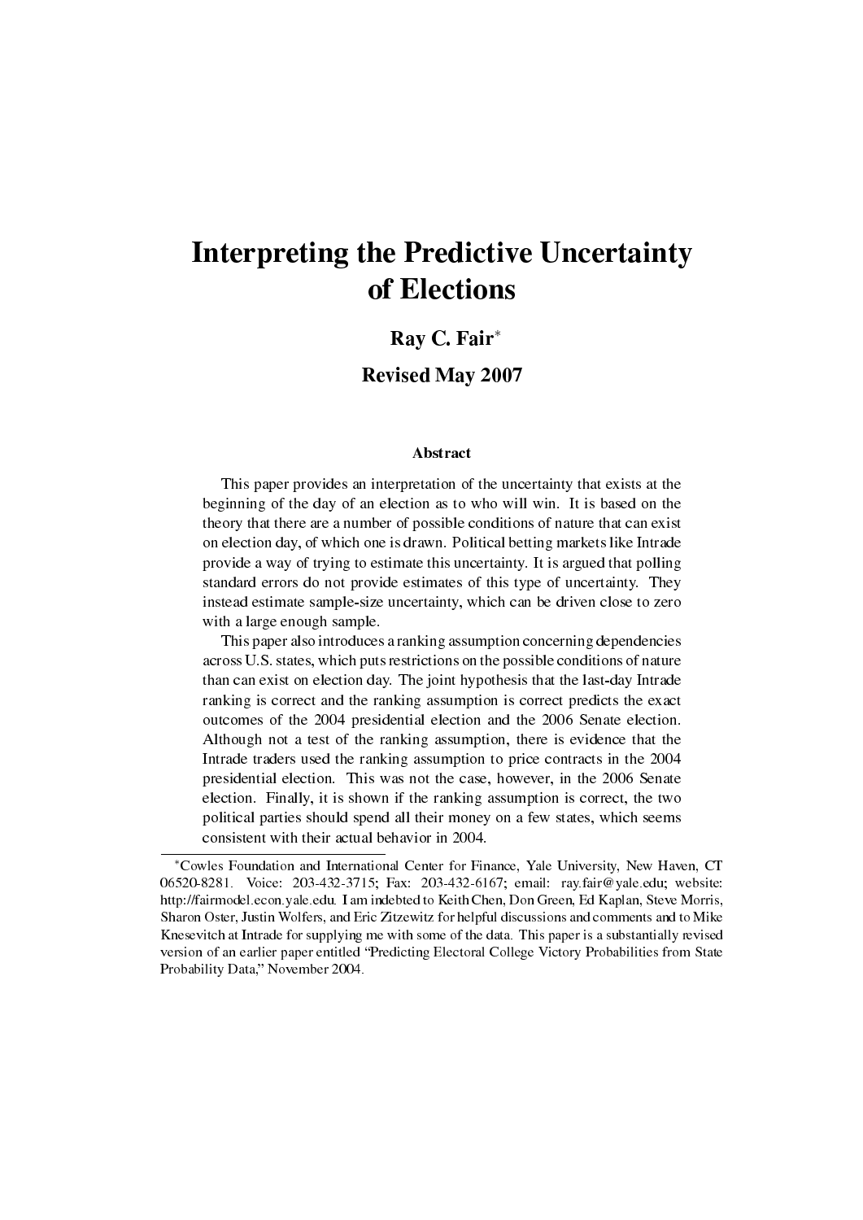# Interpreting the Predictive Uncertainty of Elections

**Ray C. Fair***

**Revised May 2007**

### Abstract

This paper provides an interpretation of the uncertainty that exists at the beginning of the day of an election as to who will win. It is based on the theory that there are a number of possible conditions of nature that can exist on election day, of which one is drawn. Political betting markets like Intrade provide a way of trying to estimate this uncertainty. It is argued that polling standard errors do not provide estimates of this type of uncertainty. They instead estimate sample-size uncertainty, which can be driven close to zero with a large enough sample.

This paper also introduces a ranking assumption concerning dependencies across U.S. states, which puts restrictions on the possible conditions of nature than can exist on election day. The joint hypothesis that the last-day Intrade ranking is correct and the ranking assumption is correct predicts the exact outcomes of the 2004 presidential election and the 2006 Senate election. Although not a test of the ranking assumption, there is evidence that the Intrade traders used the ranking assumption to price contracts in the 2004 presidential election. This was not the case, however, in the 2006 Senate election. Finally, it is shown if the ranking assumption is correct, the two political parties should spend all their money on a few states, which seems consistent with their actual behavior in 2004.

---

*Cowles Foundation and International Center for Finance, Yale University, New Haven, CT 06520-8281. Voice: 203-432-3715; Fax: 203-432-6167; email: ray.fair@yale.edu; website: http://fairmodel.econ.yale.edu. I am indebted to Keith Chen, Don Green, Ed Kaplan, Steve Morris, Sharon Oster, Justin Wolfers, and Eric Zitzewitz for helpful discussions and comments and to Mike Knesevitch at Intrade for supplying me with some of the data. This paper is a substantially revised version of an earlier paper entitled "Predicting Electoral College Victory Probabilities from State Probability Data," November 2004.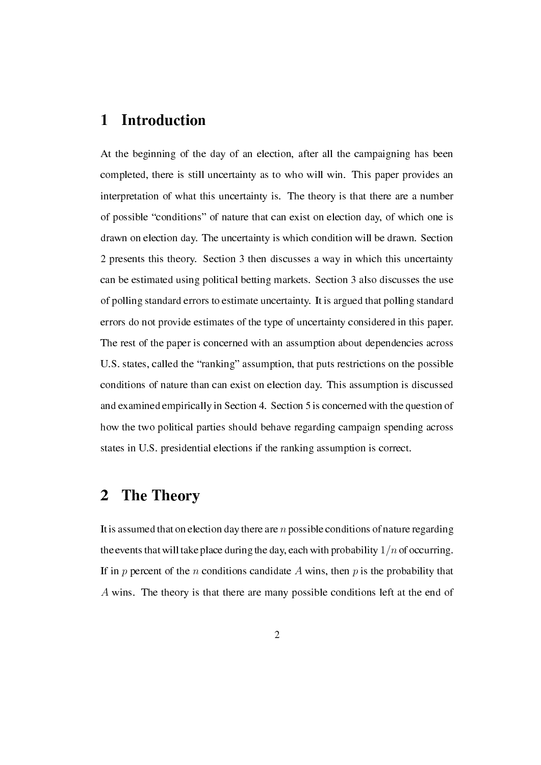## 1 Introduction

At the beginning of the day of an election, after all the campaigning has been completed, there is still uncertainty as to who will win. This paper provides an interpretation of what this uncertainty is. The theory is that there are a number of possible "conditions" of nature that can exist on election day, of which one is drawn on election day. The uncertainty is which condition will be drawn. Section 2 presents this theory. Section 3 then discusses a way in which this uncertainty can be estimated using political betting markets. Section 3 also discusses the use of polling standard errors to estimate uncertainty. It is argued that polling standard errors do not provide estimates of the type of uncertainty considered in this paper. The rest of the paper is concerned with an assumption about dependencies across U.S. states, called the "ranking" assumption, that puts restrictions on the possible conditions of nature than can exist on election day. This assumption is discussed and examined empirically in Section 4. Section 5 is concerned with the question of how the two political parties should behave regarding campaign spending across states in U.S. presidential elections if the ranking assumption is correct.

## 2 The Theory

It is assumed that on election day there are $n$ possible conditions of nature regarding the events that will take place during the day, each with probability $1/n$ of occurring. If in $p$ percent of the $n$ conditions candidate $A$ wins, then $p$ is the probability that $A$ wins. The theory is that there are many possible conditions left at the end of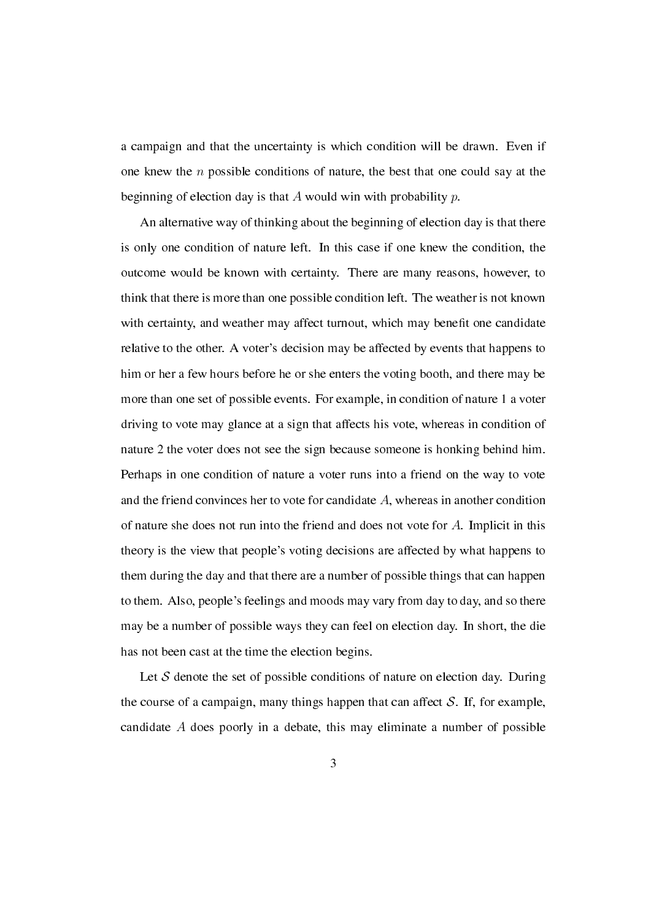a campaign and that the uncertainty is which condition will be drawn. Even if one knew the $n$ possible conditions of nature, the best that one could say at the beginning of election day is that $A$ would win with probability $p$.

An alternative way of thinking about the beginning of election day is that there is only one condition of nature left. In this case if one knew the condition, the outcome would be known with certainty. There are many reasons, however, to think that there is more than one possible condition left. The weather is not known with certainty, and weather may affect turnout, which may benefit one candidate relative to the other. A voter's decision may be affected by events that happens to him or her a few hours before he or she enters the voting booth, and there may be more than one set of possible events. For example, in condition of nature 1 a voter driving to vote may glance at a sign that affects his vote, whereas in condition of nature 2 the voter does not see the sign because someone is honking behind him. Perhaps in one condition of nature a voter runs into a friend on the way to vote and the friend convinces her to vote for candidate $A$, whereas in another condition of nature she does not run into the friend and does not vote for $A$. Implicit in this theory is the view that people's voting decisions are affected by what happens to them during the day and that there are a number of possible things that can happen to them. Also, people's feelings and moods may vary from day to day, and so there may be a number of possible ways they can feel on election day. In short, the die has not been cast at the time the election begins.

Let $\mathcal{S}$ denote the set of possible conditions of nature on election day. During the course of a campaign, many things happen that can affect $\mathcal{S}$. If, for example, candidate $A$ does poorly in a debate, this may eliminate a number of possible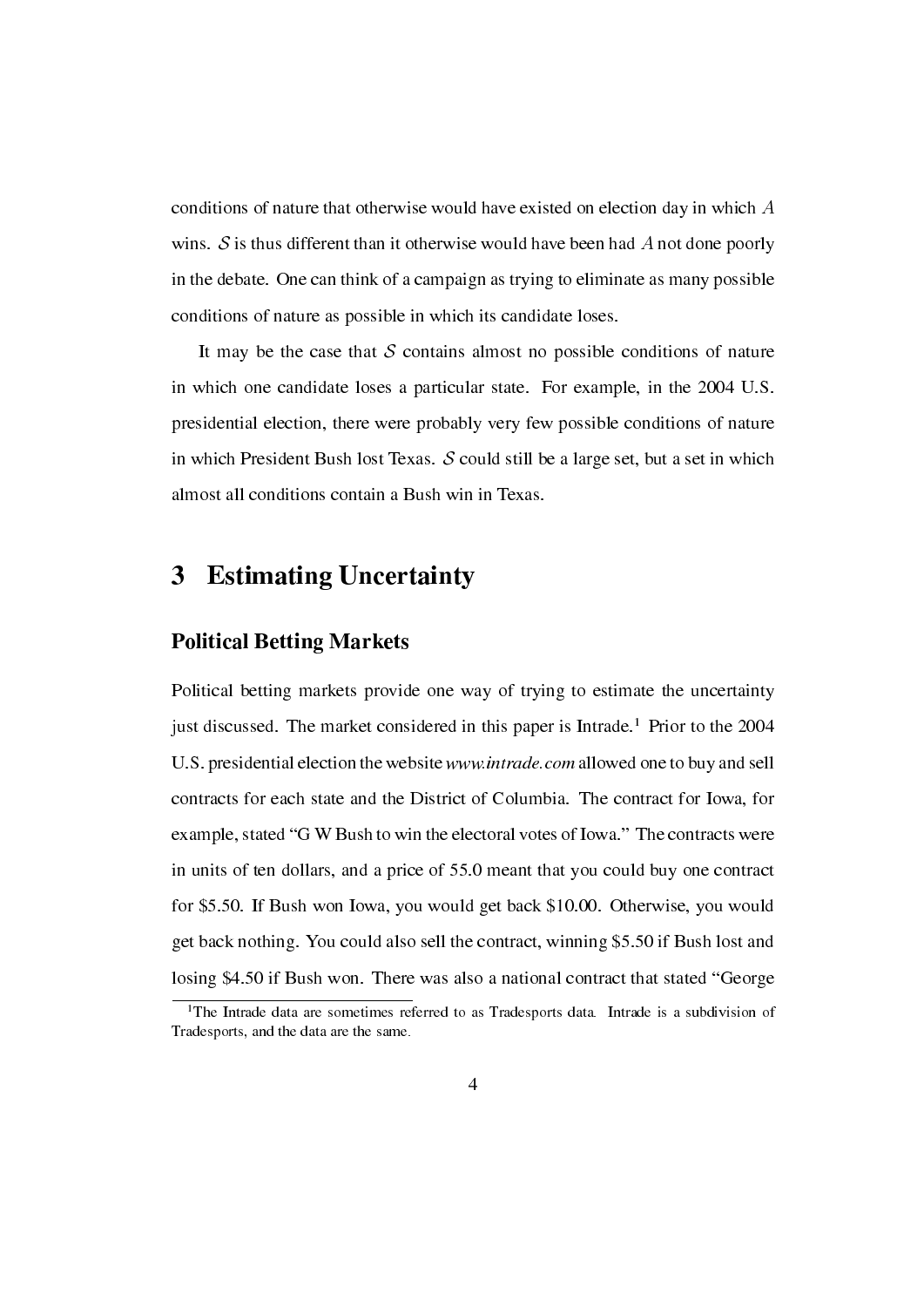conditions of nature that otherwise would have existed on election day in which $A$ wins. $\mathcal{S}$ is thus different than it otherwise would have been had $A$ not done poorly in the debate. One can think of a campaign as trying to eliminate as many possible conditions of nature as possible in which its candidate loses.

It may be the case that $\mathcal{S}$ contains almost no possible conditions of nature in which one candidate loses a particular state. For example, in the 2004 U.S. presidential election, there were probably very few possible conditions of nature in which President Bush lost Texas. $\mathcal{S}$ could still be a large set, but a set in which almost all conditions contain a Bush win in Texas.

# 3 Estimating Uncertainty

## Political Betting Markets

Political betting markets provide one way of trying to estimate the uncertainty just discussed. The market considered in this paper is Intrade.[1] Prior to the 2004 U.S. presidential election the website *www.intrade.com* allowed one to buy and sell contracts for each state and the District of Columbia. The contract for Iowa, for example, stated "G W Bush to win the electoral votes of Iowa." The contracts were in units of ten dollars, and a price of 55.0 meant that you could buy one contract for $5.50. If Bush won Iowa, you would get back $10.00. Otherwise, you would get back nothing. You could also sell the contract, winning $5.50 if Bush lost and losing $4.50 if Bush won. There was also a national contract that stated "George

[1] The Intrade data are sometimes referred to as Tradesports data. Intrade is a subdivision of Tradesports, and the data are the same.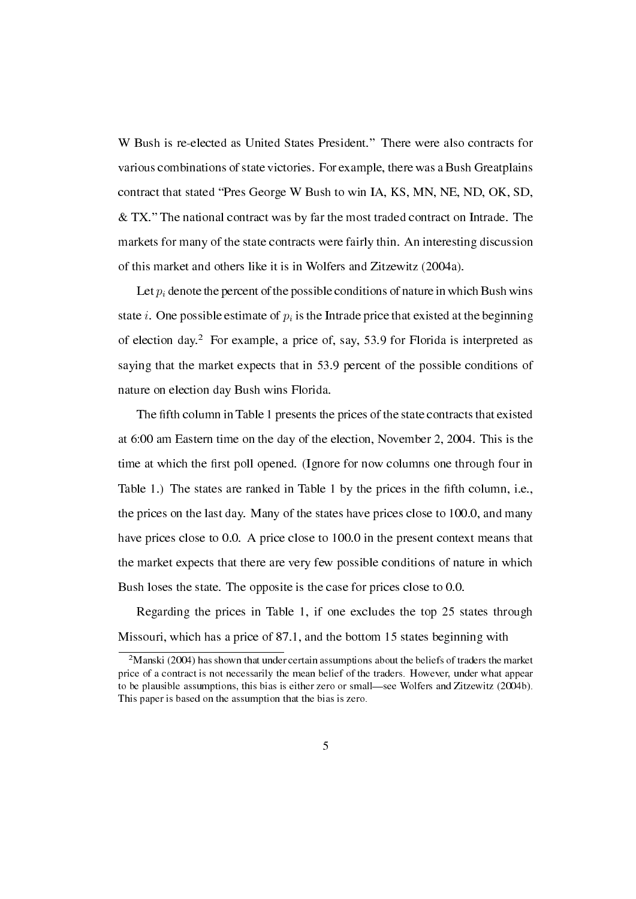W Bush is re-elected as United States President." There were also contracts for various combinations of state victories. For example, there was a Bush Greatplains contract that stated "Pres George W Bush to win IA, KS, MN, NE, ND, OK, SD, & TX." The national contract was by far the most traded contract on Intrade. The markets for many of the state contracts were fairly thin. An interesting discussion of this market and others like it is in Wolfers and Zitzewitz (2004a).

Let $p_i$ denote the percent of the possible conditions of nature in which Bush wins state $i$. One possible estimate of $p_i$ is the Intrade price that existed at the beginning of election day.[2] For example, a price of, say, 53.9 for Florida is interpreted as saying that the market expects that in 53.9 percent of the possible conditions of nature on election day Bush wins Florida.

The fifth column in Table 1 presents the prices of the state contracts that existed at 6:00 am Eastern time on the day of the election, November 2, 2004. This is the time at which the first poll opened. (Ignore for now columns one through four in Table 1.) The states are ranked in Table 1 by the prices in the fifth column, i.e., the prices on the last day. Many of the states have prices close to 100.0, and many have prices close to 0.0. A price close to 100.0 in the present context means that the market expects that there are very few possible conditions of nature in which Bush loses the state. The opposite is the case for prices close to 0.0.

Regarding the prices in Table 1, if one excludes the top 25 states through Missouri, which has a price of 87.1, and the bottom 15 states beginning with

[2]Manski (2004) has shown that under certain assumptions about the beliefs of traders the market price of a contract is not necessarily the mean belief of the traders. However, under what appear to be plausible assumptions, this bias is either zero or small—see Wolfers and Zitzewitz (2004b). This paper is based on the assumption that the bias is zero.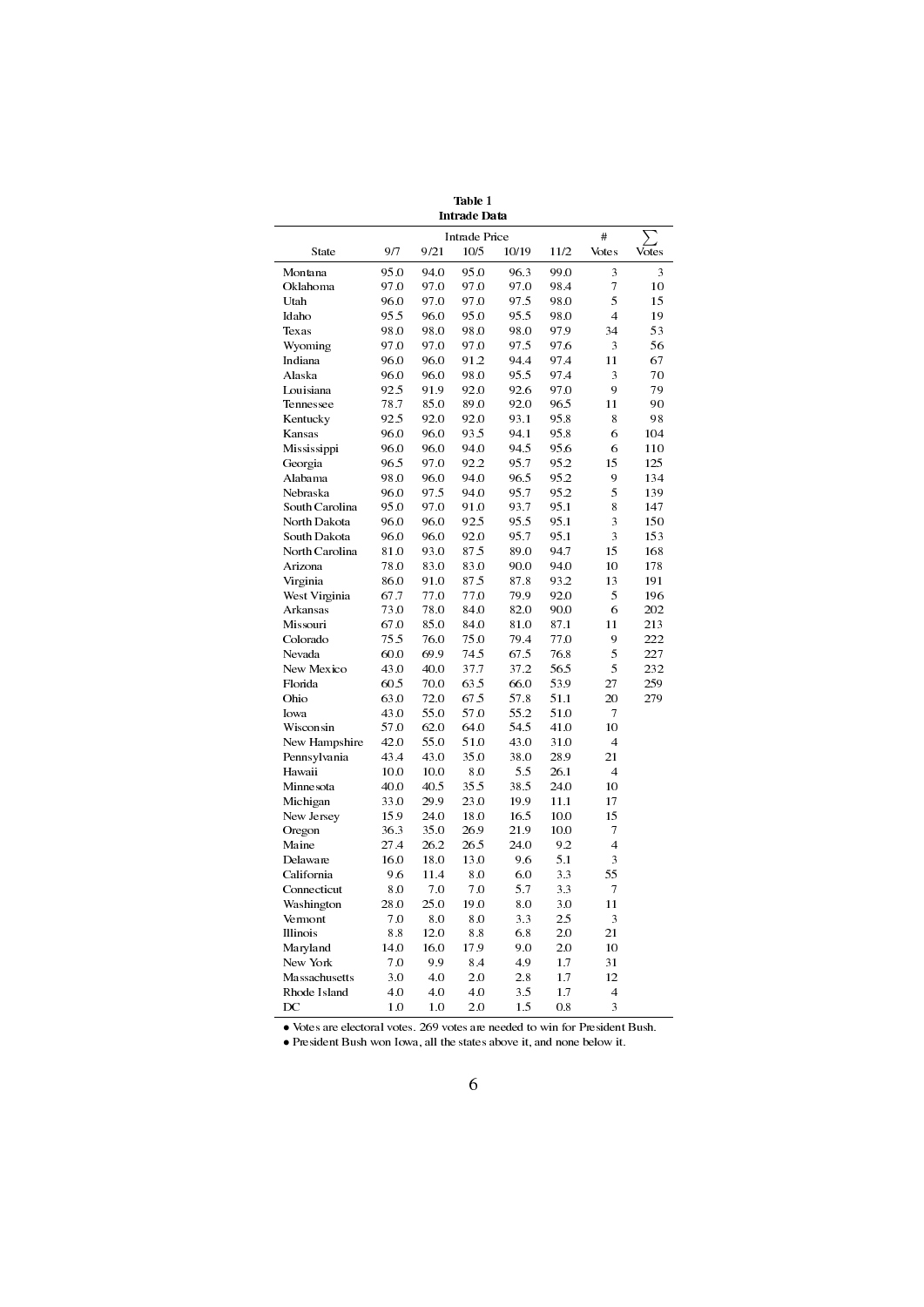**Table 1**
**Intrade Data**

| State | Intrade Price | | | | | # | $\sum$ |
|---|---|---|---|---|---|---|---|
| | 9/7 | 9/21 | 10/5 | 10/19 | 11/2 | Votes | Votes |
| Montana | 95.0 | 94.0 | 95.0 | 96.3 | 99.0 | 3 | 3 |
| Oklahoma | 97.0 | 97.0 | 97.0 | 97.0 | 98.4 | 7 | 10 |
| Utah | 96.0 | 97.0 | 97.0 | 97.5 | 98.0 | 5 | 15 |
| Idaho | 95.5 | 96.0 | 95.0 | 95.5 | 98.0 | 4 | 19 |
| Texas | 98.0 | 98.0 | 98.0 | 98.0 | 97.9 | 34 | 53 |
| Wyoming | 97.0 | 97.0 | 97.0 | 97.5 | 97.6 | 3 | 56 |
| Indiana | 96.0 | 96.0 | 91.2 | 94.4 | 97.4 | 11 | 67 |
| Alaska | 96.0 | 96.0 | 98.0 | 95.5 | 97.4 | 3 | 70 |
| Louisiana | 92.5 | 91.9 | 92.0 | 92.6 | 97.0 | 9 | 79 |
| Tennessee | 78.7 | 85.0 | 89.0 | 92.0 | 96.5 | 11 | 90 |
| Kentucky | 92.5 | 92.0 | 92.0 | 93.1 | 95.8 | 8 | 98 |
| Kansas | 96.0 | 96.0 | 93.5 | 94.1 | 95.8 | 6 | 104 |
| Mississippi | 96.0 | 96.0 | 94.0 | 94.5 | 95.6 | 6 | 110 |
| Georgia | 96.5 | 97.0 | 92.2 | 95.7 | 95.2 | 15 | 125 |
| Alabama | 98.0 | 96.0 | 94.0 | 96.5 | 95.2 | 9 | 134 |
| Nebraska | 96.0 | 97.5 | 94.0 | 95.7 | 95.2 | 5 | 139 |
| South Carolina | 95.0 | 97.0 | 91.0 | 93.7 | 95.1 | 8 | 147 |
| North Dakota | 96.0 | 96.0 | 92.5 | 95.5 | 95.1 | 3 | 150 |
| South Dakota | 96.0 | 96.0 | 92.0 | 95.7 | 95.1 | 3 | 153 |
| North Carolina | 81.0 | 93.0 | 87.5 | 89.0 | 94.7 | 15 | 168 |
| Arizona | 78.0 | 83.0 | 83.0 | 90.0 | 94.0 | 10 | 178 |
| Virginia | 86.0 | 91.0 | 87.5 | 87.8 | 93.2 | 13 | 191 |
| West Virginia | 67.7 | 77.0 | 77.0 | 79.9 | 92.0 | 5 | 196 |
| Arkansas | 73.0 | 78.0 | 84.0 | 82.0 | 90.0 | 6 | 202 |
| Missouri | 67.0 | 85.0 | 84.0 | 81.0 | 87.1 | 11 | 213 |
| Colorado | 75.5 | 76.0 | 75.0 | 79.4 | 77.0 | 9 | 222 |
| Nevada | 60.0 | 69.9 | 74.5 | 67.5 | 76.8 | 5 | 227 |
| New Mexico | 43.0 | 40.0 | 37.7 | 37.2 | 56.5 | 5 | 232 |
| Florida | 60.5 | 70.0 | 63.5 | 66.0 | 53.9 | 27 | 259 |
| Ohio | 63.0 | 72.0 | 67.5 | 57.8 | 51.1 | 20 | 279 |
| Iowa | 43.0 | 55.0 | 57.0 | 55.2 | 51.0 | 7 | |
| Wisconsin | 57.0 | 62.0 | 64.0 | 54.5 | 41.0 | 10 | |
| New Hampshire | 42.0 | 55.0 | 51.0 | 43.0 | 31.0 | 4 | |
| Pennsylvania | 43.4 | 43.0 | 35.0 | 38.0 | 28.9 | 21 | |
| Hawaii | 10.0 | 10.0 | 8.0 | 5.5 | 26.1 | 4 | |
| Minnesota | 40.0 | 40.5 | 35.5 | 38.5 | 24.0 | 10 | |
| Michigan | 33.0 | 29.9 | 23.0 | 19.9 | 11.1 | 17 | |
| New Jersey | 15.9 | 24.0 | 18.0 | 16.5 | 10.0 | 15 | |
| Oregon | 36.3 | 35.0 | 26.9 | 21.9 | 10.0 | 7 | |
| Maine | 27.4 | 26.2 | 26.5 | 24.0 | 9.2 | 4 | |
| Delaware | 16.0 | 18.0 | 13.0 | 9.6 | 5.1 | 3 | |
| California | 9.6 | 11.4 | 8.0 | 6.0 | 3.3 | 55 | |
| Connecticut | 8.0 | 7.0 | 7.0 | 5.7 | 3.3 | 7 | |
| Washington | 28.0 | 25.0 | 19.0 | 8.0 | 3.0 | 11 | |
| Vermont | 7.0 | 8.0 | 8.0 | 3.3 | 2.5 | 3 | |
| Illinois | 8.8 | 12.0 | 8.8 | 6.8 | 2.0 | 21 | |
| Maryland | 14.0 | 16.0 | 17.9 | 9.0 | 2.0 | 10 | |
| New York | 7.0 | 9.9 | 8.4 | 4.9 | 1.7 | 31 | |
| Massachusetts | 3.0 | 4.0 | 2.0 | 2.8 | 1.7 | 12 | |
| Rhode Island | 4.0 | 4.0 | 4.0 | 3.5 | 1.7 | 4 | |
| DC | 1.0 | 1.0 | 2.0 | 1.5 | 0.8 | 3 | |

- Votes are electoral votes. 269 votes are needed to win for President Bush.
- President Bush won Iowa, all the states above it, and none below it.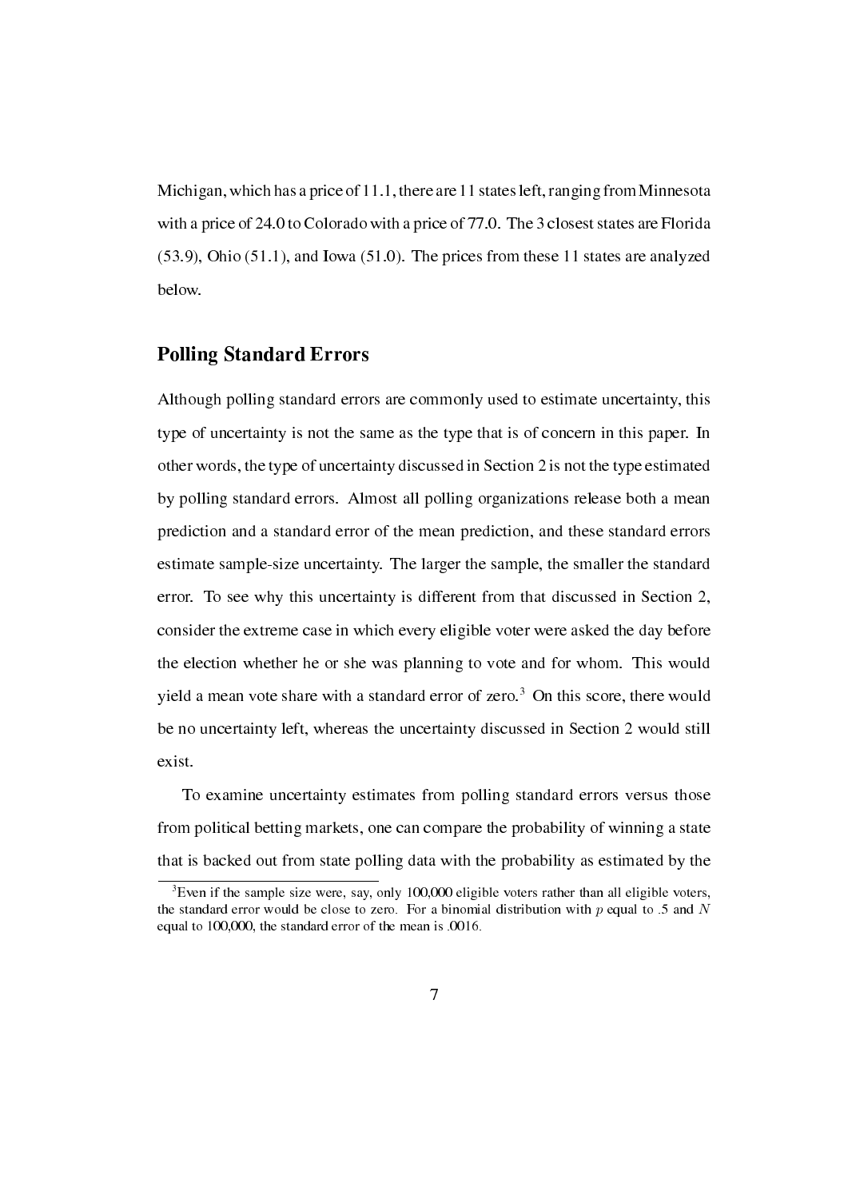Michigan, which has a price of 11.1, there are 11 states left, ranging from Minnesota with a price of 24.0 to Colorado with a price of 77.0. The 3 closest states are Florida (53.9), Ohio (51.1), and Iowa (51.0). The prices from these 11 states are analyzed below.

## Polling Standard Errors

Although polling standard errors are commonly used to estimate uncertainty, this type of uncertainty is not the same as the type that is of concern in this paper. In other words, the type of uncertainty discussed in Section 2 is not the type estimated by polling standard errors. Almost all polling organizations release both a mean prediction and a standard error of the mean prediction, and these standard errors estimate sample-size uncertainty. The larger the sample, the smaller the standard error. To see why this uncertainty is different from that discussed in Section 2, consider the extreme case in which every eligible voter were asked the day before the election whether he or she was planning to vote and for whom. This would yield a mean vote share with a standard error of zero.[3] On this score, there would be no uncertainty left, whereas the uncertainty discussed in Section 2 would still exist.

To examine uncertainty estimates from polling standard errors versus those from political betting markets, one can compare the probability of winning a state that is backed out from state polling data with the probability as estimated by the

[3] Even if the sample size were, say, only 100,000 eligible voters rather than all eligible voters, the standard error would be close to zero. For a binomial distribution with $p$ equal to .5 and $N$ equal to 100,000, the standard error of the mean is .0016.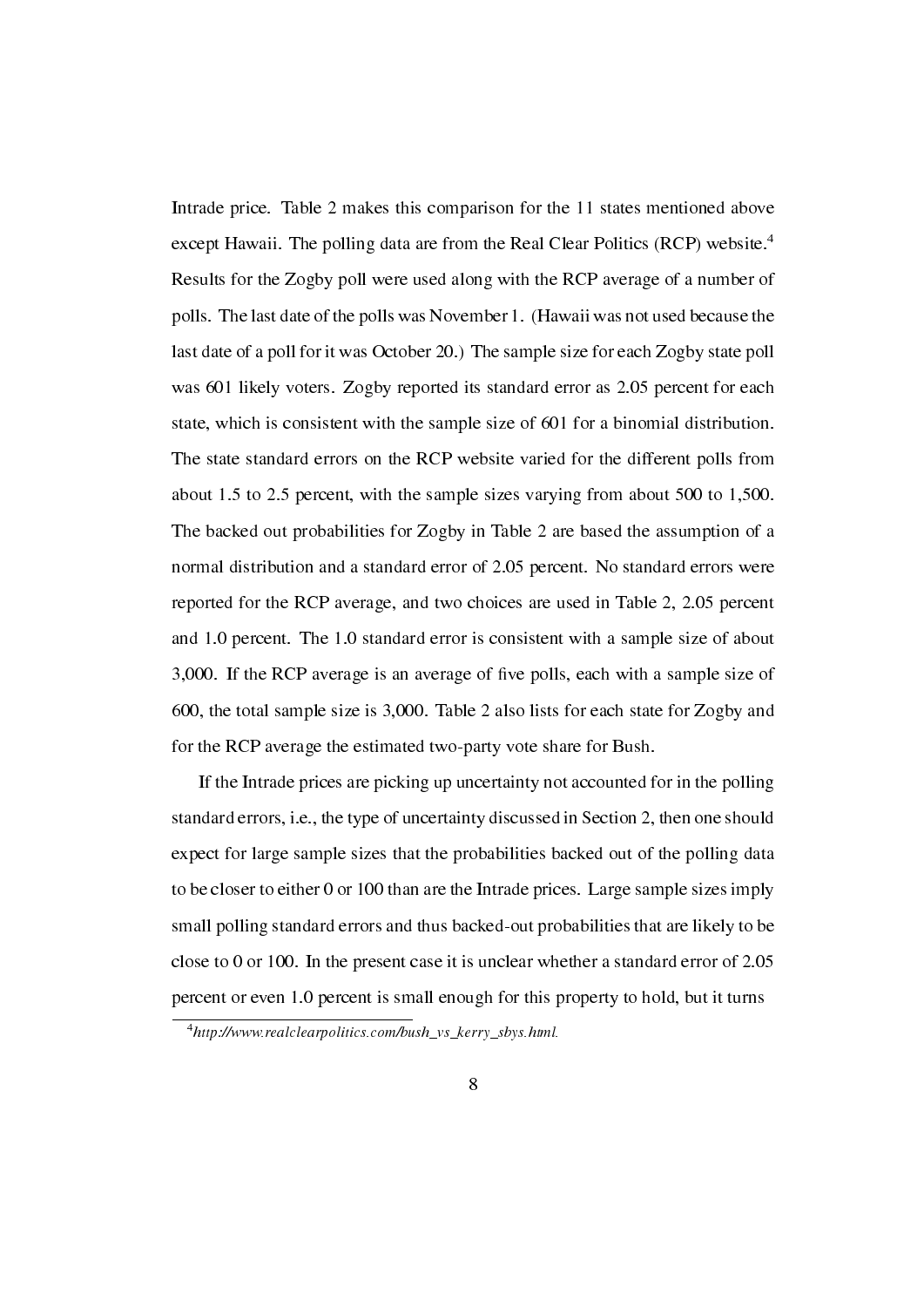Intrade price. Table 2 makes this comparison for the 11 states mentioned above except Hawaii. The polling data are from the Real Clear Politics (RCP) website.[4] Results for the Zogby poll were used along with the RCP average of a number of polls. The last date of the polls was November 1. (Hawaii was not used because the last date of a poll for it was October 20.) The sample size for each Zogby state poll was 601 likely voters. Zogby reported its standard error as 2.05 percent for each state, which is consistent with the sample size of 601 for a binomial distribution. The state standard errors on the RCP website varied for the different polls from about 1.5 to 2.5 percent, with the sample sizes varying from about 500 to 1,500. The backed out probabilities for Zogby in Table 2 are based the assumption of a normal distribution and a standard error of 2.05 percent. No standard errors were reported for the RCP average, and two choices are used in Table 2, 2.05 percent and 1.0 percent. The 1.0 standard error is consistent with a sample size of about 3,000. If the RCP average is an average of five polls, each with a sample size of 600, the total sample size is 3,000. Table 2 also lists for each state for Zogby and for the RCP average the estimated two-party vote share for Bush.

If the Intrade prices are picking up uncertainty not accounted for in the polling standard errors, i.e., the type of uncertainty discussed in Section 2, then one should expect for large sample sizes that the probabilities backed out of the polling data to be closer to either 0 or 100 than are the Intrade prices. Large sample sizes imply small polling standard errors and thus backed-out probabilities that are likely to be close to 0 or 100. In the present case it is unclear whether a standard error of 2.05 percent or even 1.0 percent is small enough for this property to hold, but it turns

[4] *http://www.realclearpolitics.com/bush_vs_kerry_sbys.html.*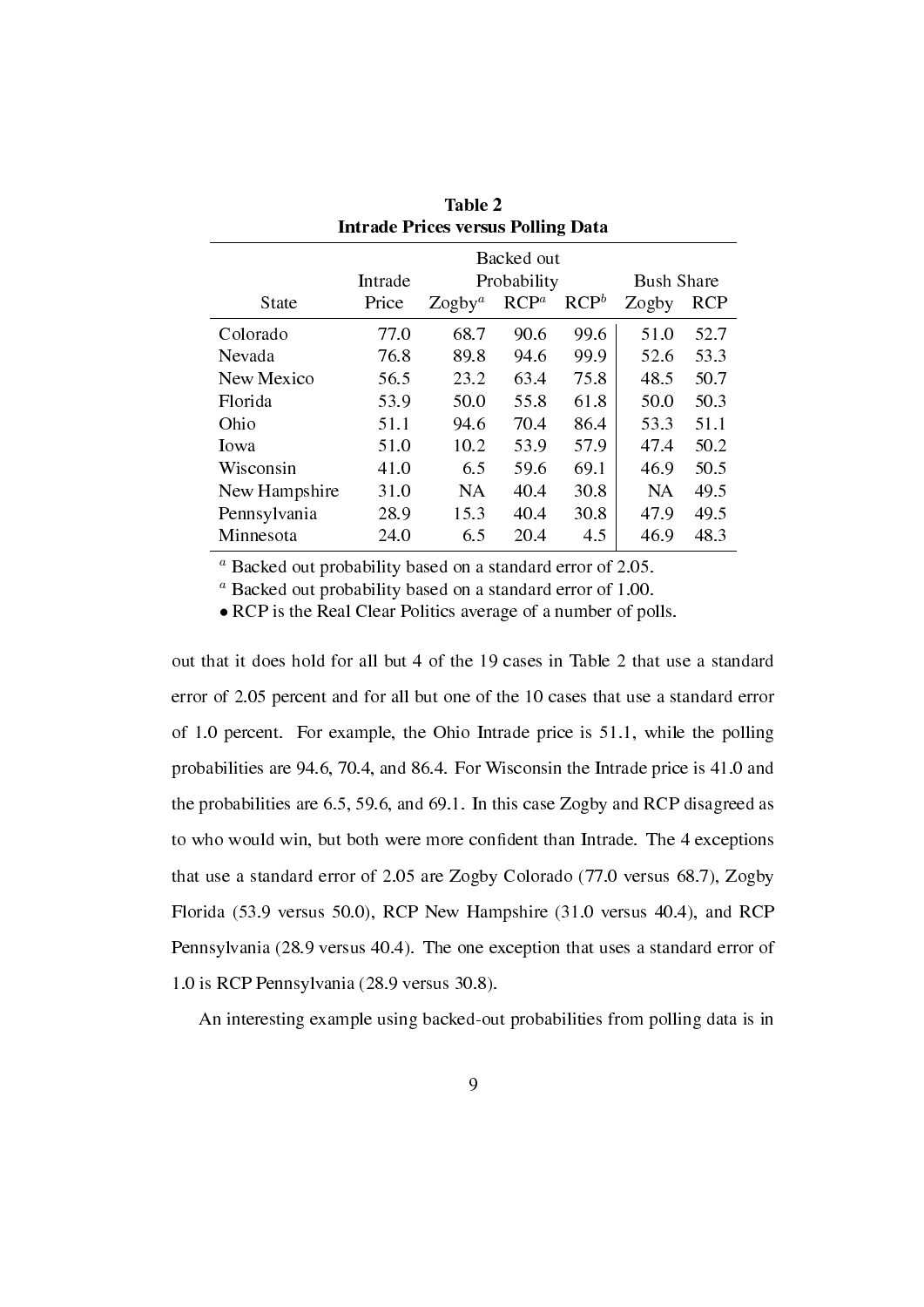**Table 2**
**Intrade Prices versus Polling Data**

| State | Intrade Price | Backed out Probability Zogby[a] | Backed out Probability RCP[a] | Backed out Probability RCP[b] | Bush Share Zogby | Bush Share RCP |
|---|---|---|---|---|---|---|
| Colorado | 77.0 | 68.7 | 90.6 | 99.6 | 51.0 | 52.7 |
| Nevada | 76.8 | 89.8 | 94.6 | 99.9 | 52.6 | 53.3 |
| New Mexico | 56.5 | 23.2 | 63.4 | 75.8 | 48.5 | 50.7 |
| Florida | 53.9 | 50.0 | 55.8 | 61.8 | 50.0 | 50.3 |
| Ohio | 51.1 | 94.6 | 70.4 | 86.4 | 53.3 | 51.1 |
| Iowa | 51.0 | 10.2 | 53.9 | 57.9 | 47.4 | 50.2 |
| Wisconsin | 41.0 | 6.5 | 59.6 | 69.1 | 46.9 | 50.5 |
| New Hampshire | 31.0 | NA | 40.4 | 30.8 | NA | 49.5 |
| Pennsylvania | 28.9 | 15.3 | 40.4 | 30.8 | 47.9 | 49.5 |
| Minnesota | 24.0 | 6.5 | 20.4 | 4.5 | 46.9 | 48.3 |

[a] Backed out probability based on a standard error of 2.05.
[a] Backed out probability based on a standard error of 1.00.
• RCP is the Real Clear Politics average of a number of polls.

out that it does hold for all but 4 of the 19 cases in Table 2 that use a standard error of 2.05 percent and for all but one of the 10 cases that use a standard error of 1.0 percent. For example, the Ohio Intrade price is 51.1, while the polling probabilities are 94.6, 70.4, and 86.4. For Wisconsin the Intrade price is 41.0 and the probabilities are 6.5, 59.6, and 69.1. In this case Zogby and RCP disagreed as to who would win, but both were more confident than Intrade. The 4 exceptions that use a standard error of 2.05 are Zogby Colorado (77.0 versus 68.7), Zogby Florida (53.9 versus 50.0), RCP New Hampshire (31.0 versus 40.4), and RCP Pennsylvania (28.9 versus 40.4). The one exception that uses a standard error of 1.0 is RCP Pennsylvania (28.9 versus 30.8).

An interesting example using backed-out probabilities from polling data is in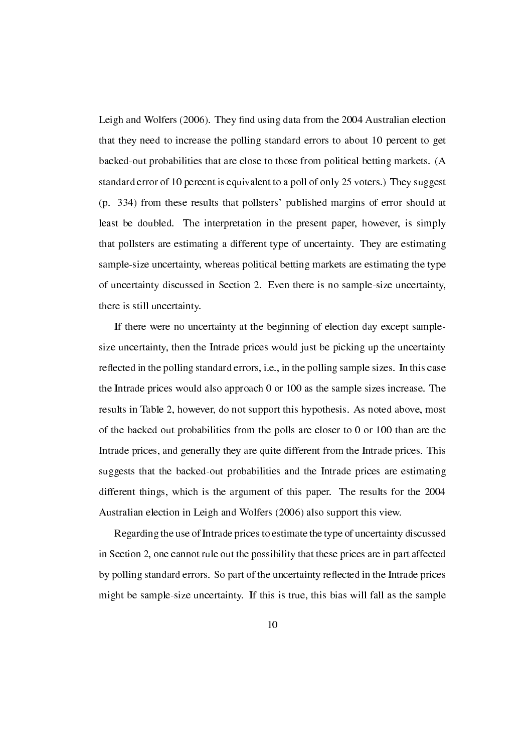Leigh and Wolfers (2006). They find using data from the 2004 Australian election that they need to increase the polling standard errors to about 10 percent to get backed-out probabilities that are close to those from political betting markets. (A standard error of 10 percent is equivalent to a poll of only 25 voters.) They suggest (p. 334) from these results that pollsters' published margins of error should at least be doubled. The interpretation in the present paper, however, is simply that pollsters are estimating a different type of uncertainty. They are estimating sample-size uncertainty, whereas political betting markets are estimating the type of uncertainty discussed in Section 2. Even there is no sample-size uncertainty, there is still uncertainty.

If there were no uncertainty at the beginning of election day except sample-size uncertainty, then the Intrade prices would just be picking up the uncertainty reflected in the polling standard errors, i.e., in the polling sample sizes. In this case the Intrade prices would also approach 0 or 100 as the sample sizes increase. The results in Table 2, however, do not support this hypothesis. As noted above, most of the backed out probabilities from the polls are closer to 0 or 100 than are the Intrade prices, and generally they are quite different from the Intrade prices. This suggests that the backed-out probabilities and the Intrade prices are estimating different things, which is the argument of this paper. The results for the 2004 Australian election in Leigh and Wolfers (2006) also support this view.

Regarding the use of Intrade prices to estimate the type of uncertainty discussed in Section 2, one cannot rule out the possibility that these prices are in part affected by polling standard errors. So part of the uncertainty reflected in the Intrade prices might be sample-size uncertainty. If this is true, this bias will fall as the sample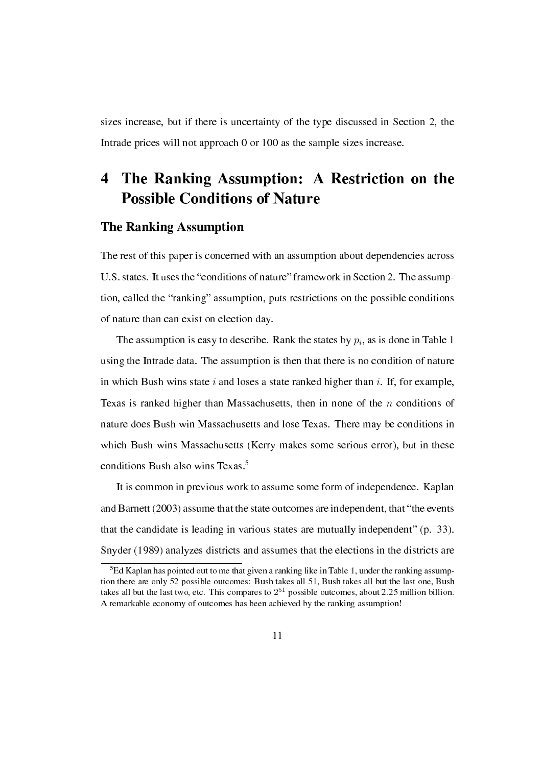sizes increase, but if there is uncertainty of the type discussed in Section 2, the Intrade prices will not approach 0 or 100 as the sample sizes increase.

# 4 The Ranking Assumption: A Restriction on the Possible Conditions of Nature

## The Ranking Assumption

The rest of this paper is concerned with an assumption about dependencies across U.S. states. It uses the "conditions of nature" framework in Section 2. The assumption, called the "ranking" assumption, puts restrictions on the possible conditions of nature than can exist on election day.

The assumption is easy to describe. Rank the states by $p_i$, as is done in Table 1 using the Intrade data. The assumption is then that there is no condition of nature in which Bush wins state $i$ and loses a state ranked higher than $i$. If, for example, Texas is ranked higher than Massachusetts, then in none of the $n$ conditions of nature does Bush win Massachusetts and lose Texas. There may be conditions in which Bush wins Massachusetts (Kerry makes some serious error), but in these conditions Bush also wins Texas.[5]

It is common in previous work to assume some form of independence. Kaplan and Barnett (2003) assume that the state outcomes are independent, that "the events that the candidate is leading in various states are mutually independent" (p. 33). Snyder (1989) analyzes districts and assumes that the elections in the districts are

[5] Ed Kaplan has pointed out to me that given a ranking like in Table 1, under the ranking assumption there are only 52 possible outcomes: Bush takes all 51, Bush takes all but the last one, Bush takes all but the last two, etc. This compares to $2^{51}$ possible outcomes, about 2.25 million billion. A remarkable economy of outcomes has been achieved by the ranking assumption!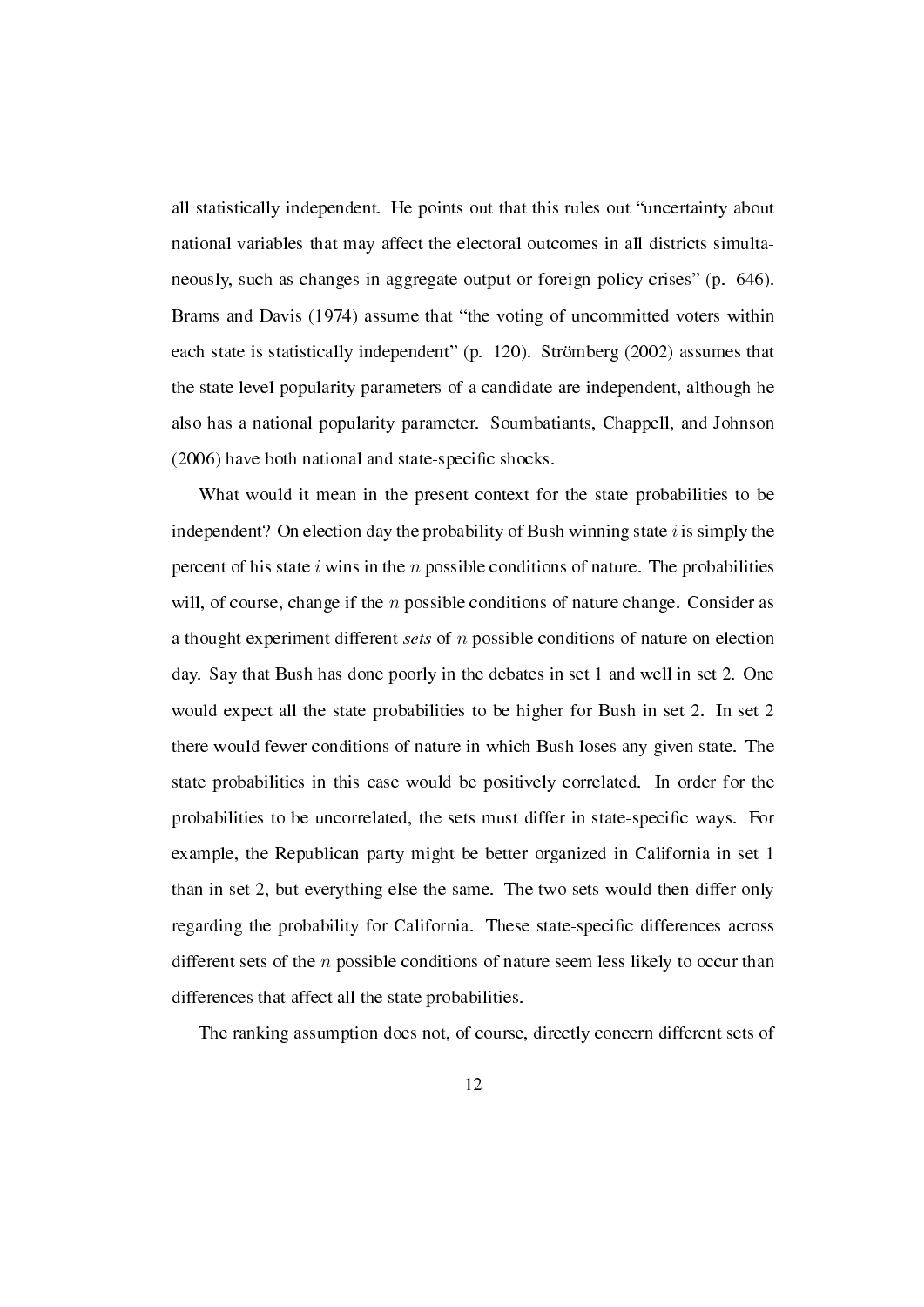all statistically independent. He points out that this rules out "uncertainty about national variables that may affect the electoral outcomes in all districts simultaneously, such as changes in aggregate output or foreign policy crises" (p. 646). Brams and Davis (1974) assume that "the voting of uncommitted voters within each state is statistically independent" (p. 120). Strömberg (2002) assumes that the state level popularity parameters of a candidate are independent, although he also has a national popularity parameter. Soumbatiants, Chappell, and Johnson (2006) have both national and state-specific shocks.

What would it mean in the present context for the state probabilities to be independent? On election day the probability of Bush winning state $i$ is simply the percent of his state $i$ wins in the $n$ possible conditions of nature. The probabilities will, of course, change if the $n$ possible conditions of nature change. Consider as a thought experiment different *sets* of $n$ possible conditions of nature on election day. Say that Bush has done poorly in the debates in set 1 and well in set 2. One would expect all the state probabilities to be higher for Bush in set 2. In set 2 there would fewer conditions of nature in which Bush loses any given state. The state probabilities in this case would be positively correlated. In order for the probabilities to be uncorrelated, the sets must differ in state-specific ways. For example, the Republican party might be better organized in California in set 1 than in set 2, but everything else the same. The two sets would then differ only regarding the probability for California. These state-specific differences across different sets of the $n$ possible conditions of nature seem less likely to occur than differences that affect all the state probabilities.

The ranking assumption does not, of course, directly concern different sets of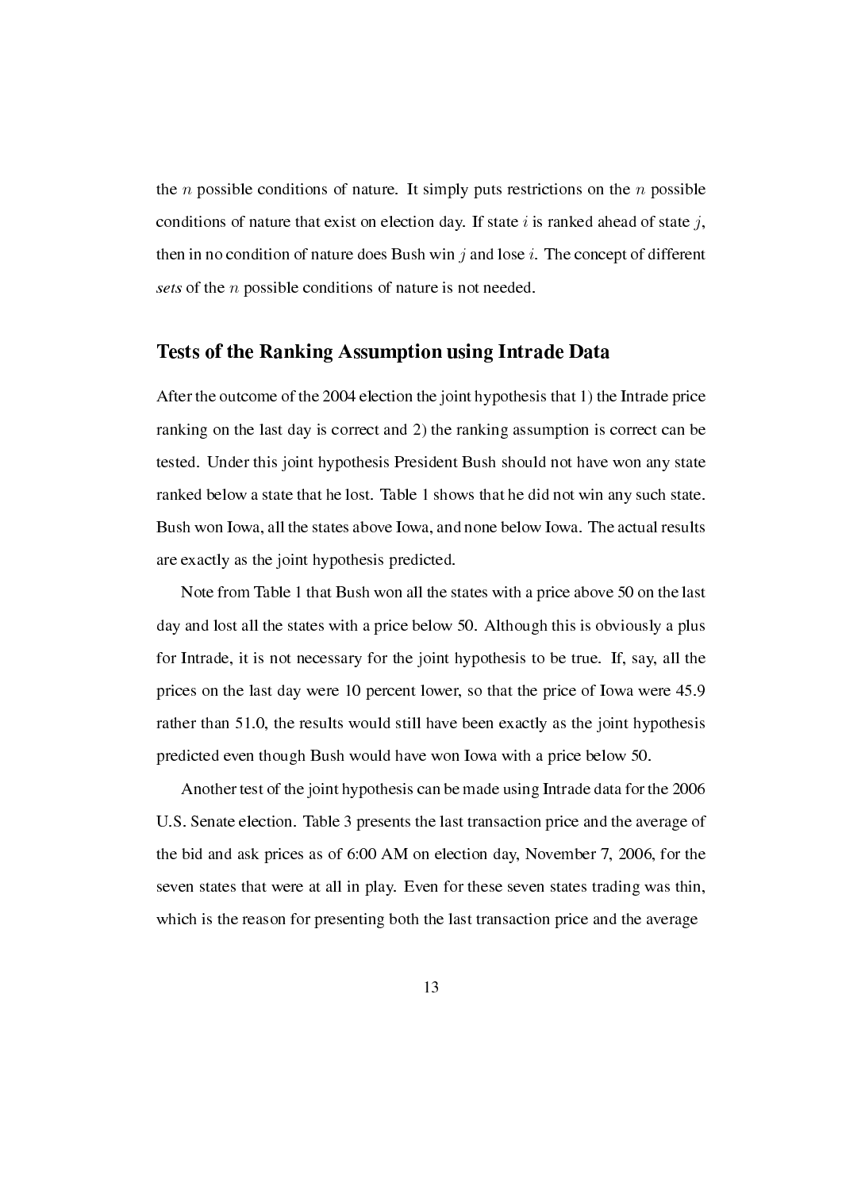the $n$ possible conditions of nature. It simply puts restrictions on the $n$ possible conditions of nature that exist on election day. If state $i$ is ranked ahead of state $j$, then in no condition of nature does Bush win $j$ and lose $i$. The concept of different *sets* of the $n$ possible conditions of nature is not needed.

## Tests of the Ranking Assumption using Intrade Data

After the outcome of the 2004 election the joint hypothesis that 1) the Intrade price ranking on the last day is correct and 2) the ranking assumption is correct can be tested. Under this joint hypothesis President Bush should not have won any state ranked below a state that he lost. Table 1 shows that he did not win any such state. Bush won Iowa, all the states above Iowa, and none below Iowa. The actual results are exactly as the joint hypothesis predicted.

Note from Table 1 that Bush won all the states with a price above 50 on the last day and lost all the states with a price below 50. Although this is obviously a plus for Intrade, it is not necessary for the joint hypothesis to be true. If, say, all the prices on the last day were 10 percent lower, so that the price of Iowa were 45.9 rather than 51.0, the results would still have been exactly as the joint hypothesis predicted even though Bush would have won Iowa with a price below 50.

Another test of the joint hypothesis can be made using Intrade data for the 2006 U.S. Senate election. Table 3 presents the last transaction price and the average of the bid and ask prices as of 6:00 AM on election day, November 7, 2006, for the seven states that were at all in play. Even for these seven states trading was thin, which is the reason for presenting both the last transaction price and the average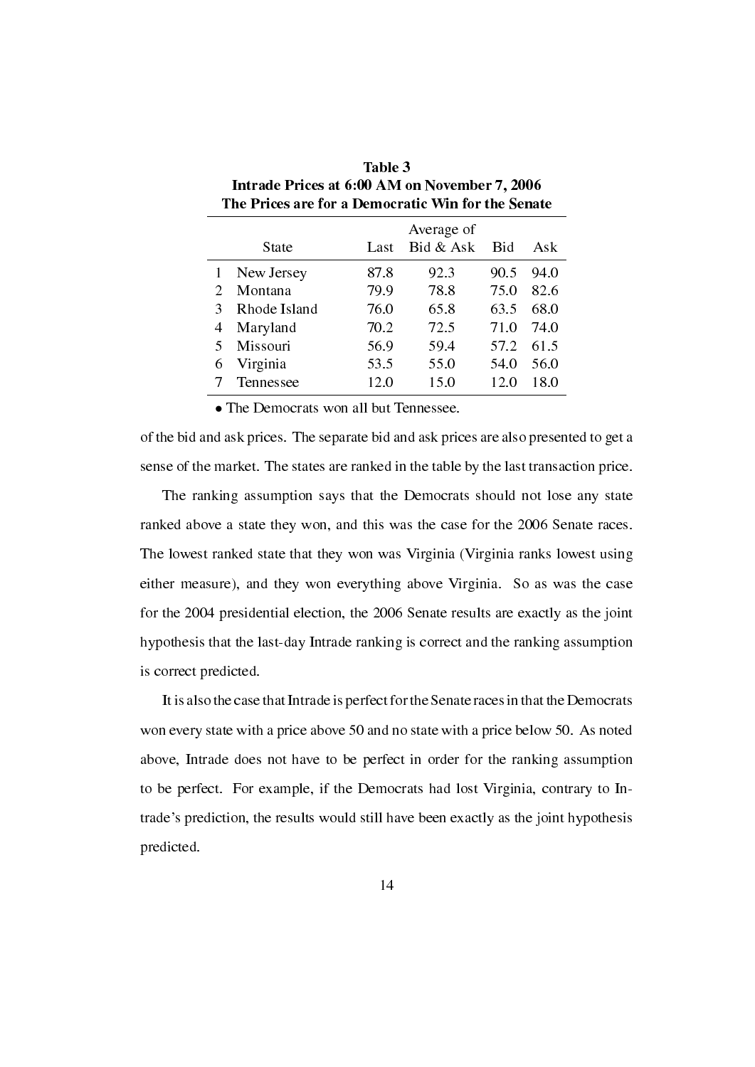**Table 3**
**Intrade Prices at 6:00 AM on November 7, 2006**
**The Prices are for a Democratic Win for the Senate**

| | State | Last | Average of Bid & Ask | Bid | Ask |
|---|---|---|---|---|---|
| 1 | New Jersey | 87.8 | 92.3 | 90.5 | 94.0 |
| 2 | Montana | 79.9 | 78.8 | 75.0 | 82.6 |
| 3 | Rhode Island | 76.0 | 65.8 | 63.5 | 68.0 |
| 4 | Maryland | 70.2 | 72.5 | 71.0 | 74.0 |
| 5 | Missouri | 56.9 | 59.4 | 57.2 | 61.5 |
| 6 | Virginia | 53.5 | 55.0 | 54.0 | 56.0 |
| 7 | Tennessee | 12.0 | 15.0 | 12.0 | 18.0 |

• The Democrats won all but Tennessee.

of the bid and ask prices. The separate bid and ask prices are also presented to get a sense of the market. The states are ranked in the table by the last transaction price.

The ranking assumption says that the Democrats should not lose any state ranked above a state they won, and this was the case for the 2006 Senate races. The lowest ranked state that they won was Virginia (Virginia ranks lowest using either measure), and they won everything above Virginia. So as was the case for the 2004 presidential election, the 2006 Senate results are exactly as the joint hypothesis that the last-day Intrade ranking is correct and the ranking assumption is correct predicted.

It is also the case that Intrade is perfect for the Senate races in that the Democrats won every state with a price above 50 and no state with a price below 50. As noted above, Intrade does not have to be perfect in order for the ranking assumption to be perfect. For example, if the Democrats had lost Virginia, contrary to Intrade's prediction, the results would still have been exactly as the joint hypothesis predicted.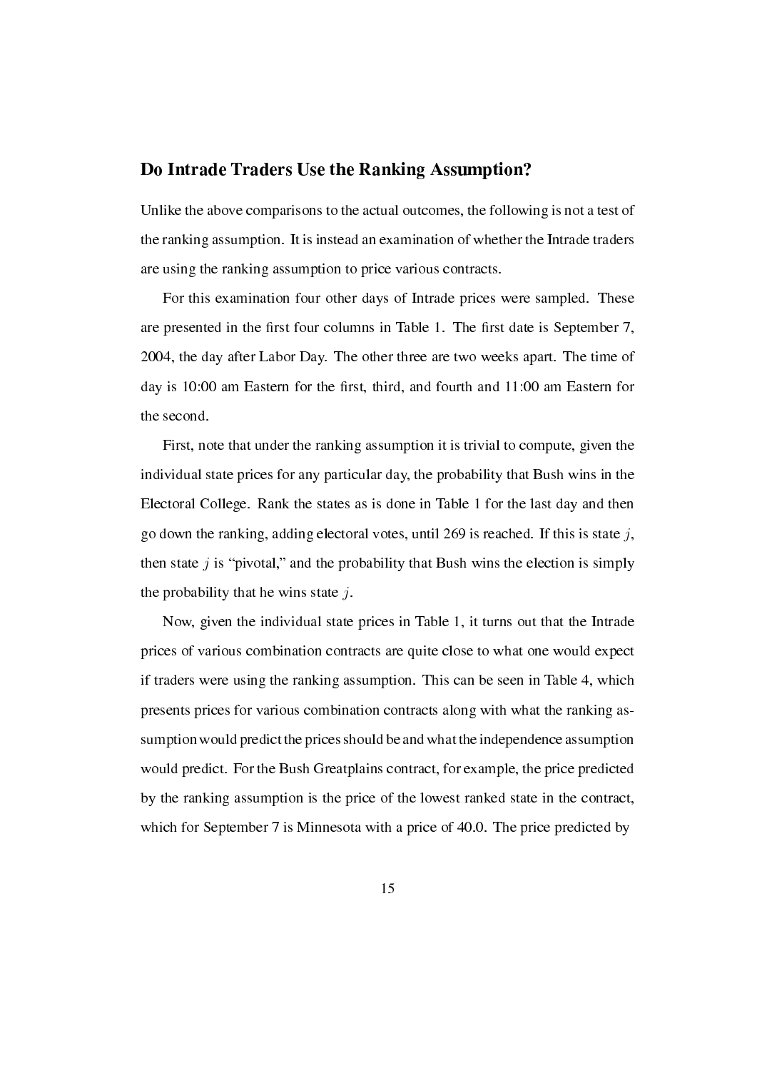## Do Intrade Traders Use the Ranking Assumption?

Unlike the above comparisons to the actual outcomes, the following is not a test of the ranking assumption. It is instead an examination of whether the Intrade traders are using the ranking assumption to price various contracts.

For this examination four other days of Intrade prices were sampled. These are presented in the first four columns in Table 1. The first date is September 7, 2004, the day after Labor Day. The other three are two weeks apart. The time of day is 10:00 am Eastern for the first, third, and fourth and 11:00 am Eastern for the second.

First, note that under the ranking assumption it is trivial to compute, given the individual state prices for any particular day, the probability that Bush wins in the Electoral College. Rank the states as is done in Table 1 for the last day and then go down the ranking, adding electoral votes, until 269 is reached. If this is state $j$, then state $j$ is "pivotal," and the probability that Bush wins the election is simply the probability that he wins state $j$.

Now, given the individual state prices in Table 1, it turns out that the Intrade prices of various combination contracts are quite close to what one would expect if traders were using the ranking assumption. This can be seen in Table 4, which presents prices for various combination contracts along with what the ranking assumption would predict the prices should be and what the independence assumption would predict. For the Bush Greatplains contract, for example, the price predicted by the ranking assumption is the price of the lowest ranked state in the contract, which for September 7 is Minnesota with a price of 40.0. The price predicted by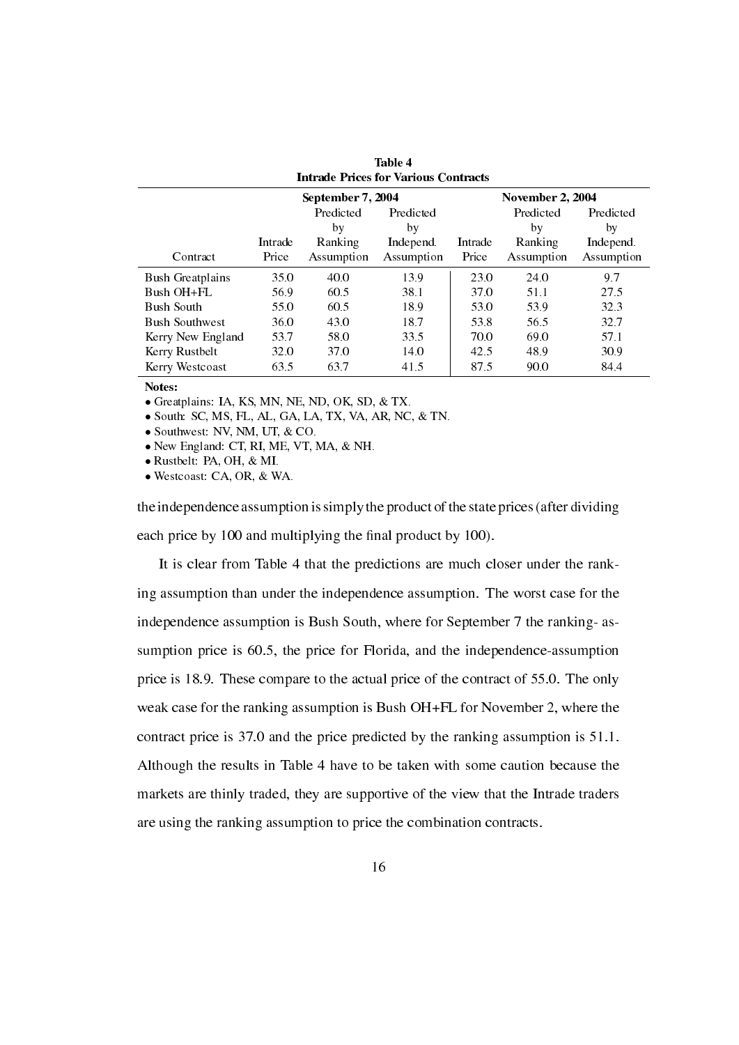**Table 4**
**Intrade Prices for Various Contracts**

| | September 7, 2004 | | | November 2, 2004 | | |
|---|---|---|---|---|---|---|
| Contract | Intrade Price | Predicted by Ranking Assumption | Predicted by Independ. Assumption | Intrade Price | Predicted by Ranking Assumption | Predicted by Independ. Assumption |
| Bush Greatplains | 35.0 | 40.0 | 13.9 | 23.0 | 24.0 | 9.7 |
| Bush OH+FL | 56.9 | 60.5 | 38.1 | 37.0 | 51.1 | 27.5 |
| Bush South | 55.0 | 60.5 | 18.9 | 53.0 | 53.9 | 32.3 |
| Bush Southwest | 36.0 | 43.0 | 18.7 | 53.8 | 56.5 | 32.7 |
| Kerry New England | 53.7 | 58.0 | 33.5 | 70.0 | 69.0 | 57.1 |
| Kerry Rustbelt | 32.0 | 37.0 | 14.0 | 42.5 | 48.9 | 30.9 |
| Kerry Westcoast | 63.5 | 63.7 | 41.5 | 87.5 | 90.0 | 84.4 |

**Notes:**

- Greatplains: IA, KS, MN, NE, ND, OK, SD, & TX.
- South: SC, MS, FL, AL, GA, LA, TX, VA, AR, NC, & TN.
- Southwest: NV, NM, UT, & CO.
- New England: CT, RI, ME, VT, MA, & NH.
- Rustbelt: PA, OH, & MI.
- Westcoast: CA, OR, & WA.

the independence assumption is simply the product of the state prices (after dividing each price by 100 and multiplying the final product by 100).

It is clear from Table 4 that the predictions are much closer under the ranking assumption than under the independence assumption. The worst case for the independence assumption is Bush South, where for September 7 the ranking- assumption price is 60.5, the price for Florida, and the independence-assumption price is 18.9. These compare to the actual price of the contract of 55.0. The only weak case for the ranking assumption is Bush OH+FL for November 2, where the contract price is 37.0 and the price predicted by the ranking assumption is 51.1. Although the results in Table 4 have to be taken with some caution because the markets are thinly traded, they are supportive of the view that the Intrade traders are using the ranking assumption to price the combination contracts.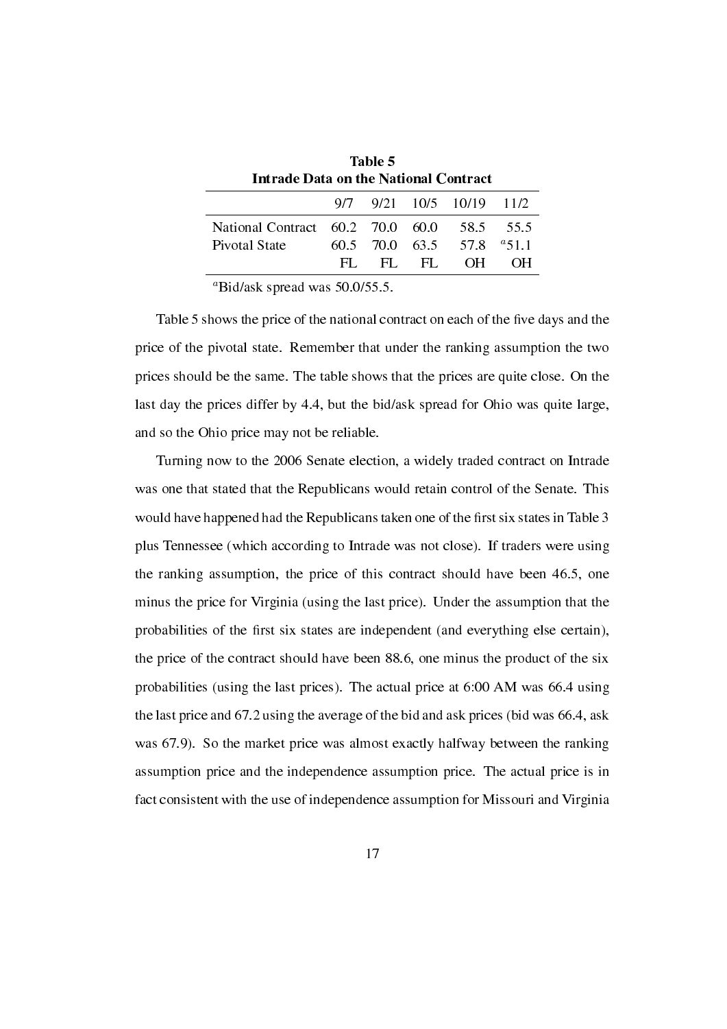**Table 5**
**Intrade Data on the National Contract**

| | 9/7 | 9/21 | 10/5 | 10/19 | 11/2 |
|---|---|---|---|---|---|
| National Contract | 60.2 | 70.0 | 60.0 | 58.5 | 55.5 |
| Pivotal State | 60.5 | 70.0 | 63.5 | 57.8 | [a]51.1 |
| | FL | FL | FL | OH | OH |

[a]Bid/ask spread was 50.0/55.5.

Table 5 shows the price of the national contract on each of the five days and the price of the pivotal state. Remember that under the ranking assumption the two prices should be the same. The table shows that the prices are quite close. On the last day the prices differ by 4.4, but the bid/ask spread for Ohio was quite large, and so the Ohio price may not be reliable.

Turning now to the 2006 Senate election, a widely traded contract on Intrade was one that stated that the Republicans would retain control of the Senate. This would have happened had the Republicans taken one of the first six states in Table 3 plus Tennessee (which according to Intrade was not close). If traders were using the ranking assumption, the price of this contract should have been 46.5, one minus the price for Virginia (using the last price). Under the assumption that the probabilities of the first six states are independent (and everything else certain), the price of the contract should have been 88.6, one minus the product of the six probabilities (using the last prices). The actual price at 6:00 AM was 66.4 using the last price and 67.2 using the average of the bid and ask prices (bid was 66.4, ask was 67.9). So the market price was almost exactly halfway between the ranking assumption price and the independence assumption price. The actual price is in fact consistent with the use of independence assumption for Missouri and Virginia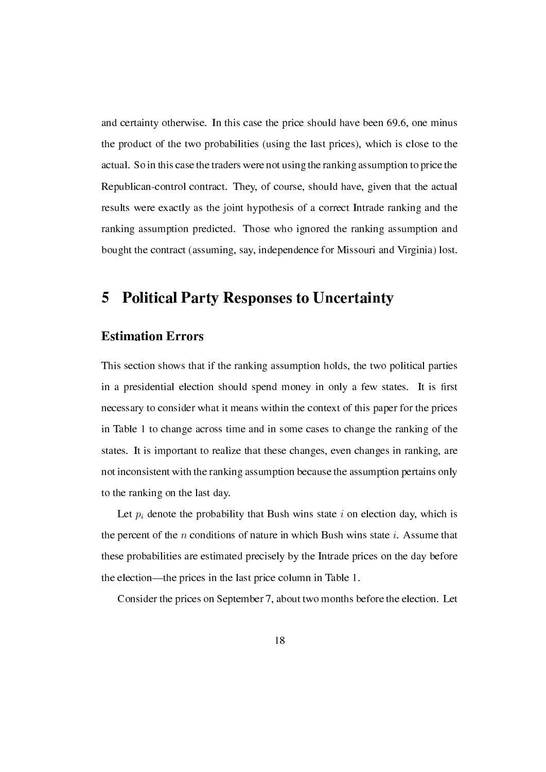and certainty otherwise. In this case the price should have been 69.6, one minus the product of the two probabilities (using the last prices), which is close to the actual. So in this case the traders were not using the ranking assumption to price the Republican-control contract. They, of course, should have, given that the actual results were exactly as the joint hypothesis of a correct Intrade ranking and the ranking assumption predicted. Those who ignored the ranking assumption and bought the contract (assuming, say, independence for Missouri and Virginia) lost.

# 5 Political Party Responses to Uncertainty

## Estimation Errors

This section shows that if the ranking assumption holds, the two political parties in a presidential election should spend money in only a few states. It is first necessary to consider what it means within the context of this paper for the prices in Table 1 to change across time and in some cases to change the ranking of the states. It is important to realize that these changes, even changes in ranking, are not inconsistent with the ranking assumption because the assumption pertains only to the ranking on the last day.

Let $p_i$ denote the probability that Bush wins state $i$ on election day, which is the percent of the $n$ conditions of nature in which Bush wins state $i$. Assume that these probabilities are estimated precisely by the Intrade prices on the day before the election—the prices in the last price column in Table 1.

Consider the prices on September 7, about two months before the election. Let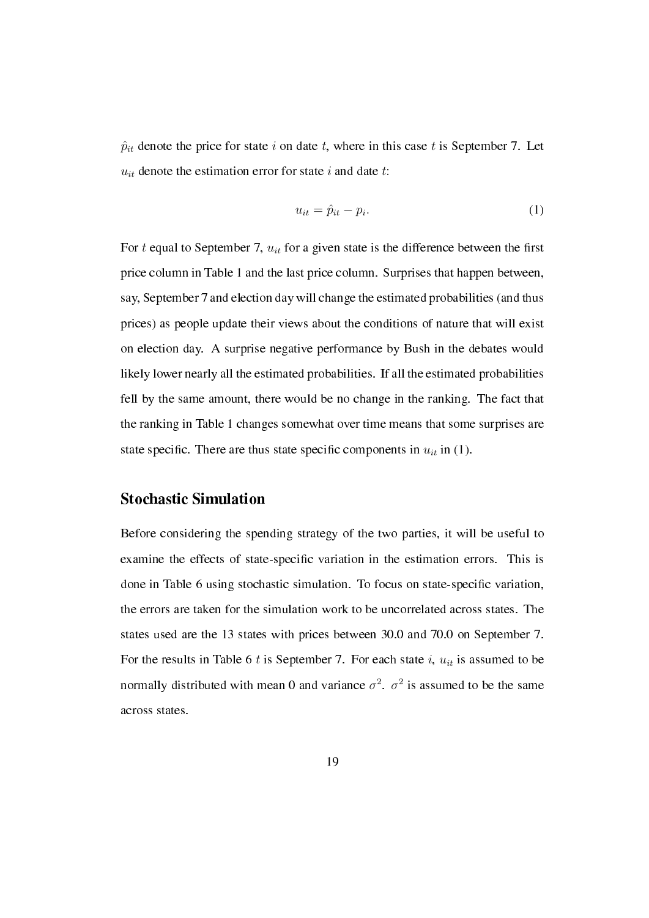$\hat{p}_{it}$ denote the price for state $i$ on date $t$, where in this case $t$ is September 7. Let $u_{it}$ denote the estimation error for state $i$ and date $t$:

$$u_{it} = \hat{p}_{it} - p_i. \tag{1}$$

For $t$ equal to September 7, $u_{it}$ for a given state is the difference between the first price column in Table 1 and the last price column. Surprises that happen between, say, September 7 and election day will change the estimated probabilities (and thus prices) as people update their views about the conditions of nature that will exist on election day. A surprise negative performance by Bush in the debates would likely lower nearly all the estimated probabilities. If all the estimated probabilities fell by the same amount, there would be no change in the ranking. The fact that the ranking in Table 1 changes somewhat over time means that some surprises are state specific. There are thus state specific components in $u_{it}$ in (1).

## Stochastic Simulation

Before considering the spending strategy of the two parties, it will be useful to examine the effects of state-specific variation in the estimation errors. This is done in Table 6 using stochastic simulation. To focus on state-specific variation, the errors are taken for the simulation work to be uncorrelated across states. The states used are the 13 states with prices between 30.0 and 70.0 on September 7. For the results in Table 6 $t$ is September 7. For each state $i$, $u_{it}$ is assumed to be normally distributed with mean 0 and variance $\sigma^2$. $\sigma^2$ is assumed to be the same across states.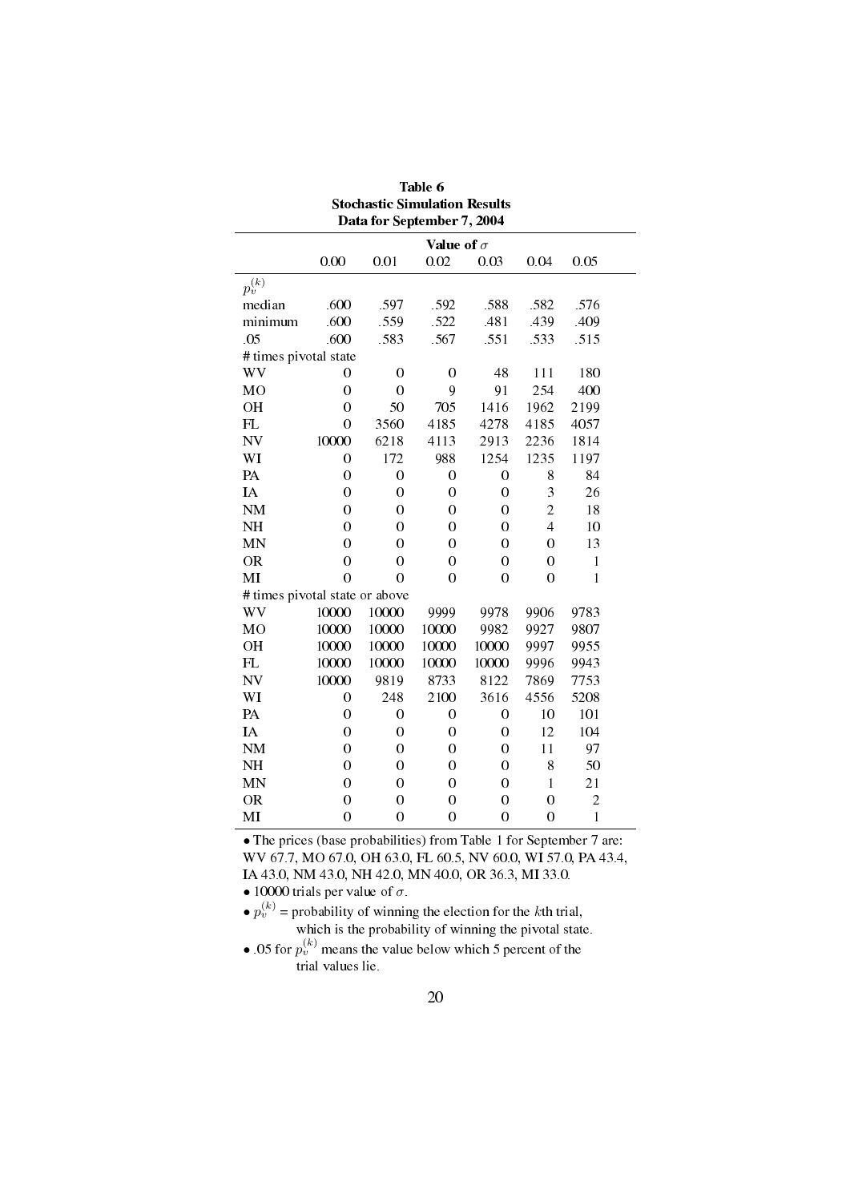**Table 6**
**Stochastic Simulation Results**
**Data for September 7, 2004**

| | **Value of $\sigma$** | | | | | |
|---|---|---|---|---|---|---|
| | 0.00 | 0.01 | 0.02 | 0.03 | 0.04 | 0.05 |
| $p_v^{(k)}$ | | | | | | |
| median | .600 | .597 | .592 | .588 | .582 | .576 |
| minimum | .600 | .559 | .522 | .481 | .439 | .409 |
| .05 | .600 | .583 | .567 | .551 | .533 | .515 |
| # times pivotal state | | | | | | |
| WV | 0 | 0 | 0 | 48 | 111 | 180 |
| MO | 0 | 0 | 9 | 91 | 254 | 400 |
| OH | 0 | 50 | 705 | 1416 | 1962 | 2199 |
| FL | 0 | 3560 | 4185 | 4278 | 4185 | 4057 |
| NV | 10000 | 6218 | 4113 | 2913 | 2236 | 1814 |
| WI | 0 | 172 | 988 | 1254 | 1235 | 1197 |
| PA | 0 | 0 | 0 | 0 | 8 | 84 |
| IA | 0 | 0 | 0 | 0 | 3 | 26 |
| NM | 0 | 0 | 0 | 0 | 2 | 18 |
| NH | 0 | 0 | 0 | 0 | 4 | 10 |
| MN | 0 | 0 | 0 | 0 | 0 | 13 |
| OR | 0 | 0 | 0 | 0 | 0 | 1 |
| MI | 0 | 0 | 0 | 0 | 0 | 1 |
| # times pivotal state or above | | | | | | |
| WV | 10000 | 10000 | 9999 | 9978 | 9906 | 9783 |
| MO | 10000 | 10000 | 10000 | 9982 | 9927 | 9807 |
| OH | 10000 | 10000 | 10000 | 10000 | 9997 | 9955 |
| FL | 10000 | 10000 | 10000 | 10000 | 9996 | 9943 |
| NV | 10000 | 9819 | 8733 | 8122 | 7869 | 7753 |
| WI | 0 | 248 | 2100 | 3616 | 4556 | 5208 |
| PA | 0 | 0 | 0 | 0 | 10 | 101 |
| IA | 0 | 0 | 0 | 0 | 12 | 104 |
| NM | 0 | 0 | 0 | 0 | 11 | 97 |
| NH | 0 | 0 | 0 | 0 | 8 | 50 |
| MN | 0 | 0 | 0 | 0 | 1 | 21 |
| OR | 0 | 0 | 0 | 0 | 0 | 2 |
| MI | 0 | 0 | 0 | 0 | 0 | 1 |

- The prices (base probabilities) from Table 1 for September 7 are: WV 67.7, MO 67.0, OH 63.0, FL 60.5, NV 60.0, WI 57.0, PA 43.4, IA 43.0, NM 43.0, NH 42.0, MN 40.0, OR 36.3, MI 33.0.
- 10000 trials per value of $\sigma$.
- $p_v^{(k)}$ = probability of winning the election for the $k$th trial, which is the probability of winning the pivotal state.
- .05 for $p_v^{(k)}$ means the value below which 5 percent of the trial values lie.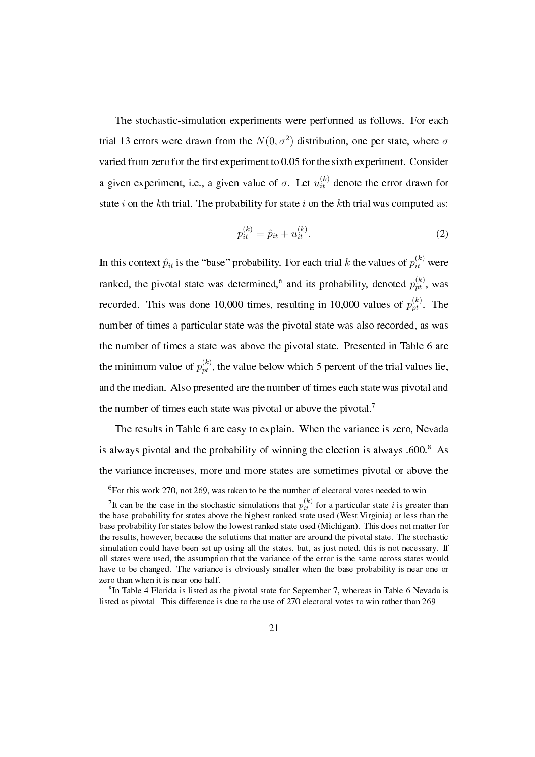The stochastic-simulation experiments were performed as follows. For each trial 13 errors were drawn from the $N(0, \sigma^2)$ distribution, one per state, where $\sigma$ varied from zero for the first experiment to 0.05 for the sixth experiment. Consider a given experiment, i.e., a given value of $\sigma$. Let $u_{it}^{(k)}$ denote the error drawn for state $i$ on the $k$th trial. The probability for state $i$ on the $k$th trial was computed as:

$$p_{it}^{(k)} = \hat{p}_{it} + u_{it}^{(k)}. \tag{2}$$

In this context $\hat{p}_{it}$ is the "base" probability. For each trial $k$ the values of $p_{it}^{(k)}$ were ranked, the pivotal state was determined,[6] and its probability, denoted $p_{pt}^{(k)}$, was recorded. This was done 10,000 times, resulting in 10,000 values of $p_{pt}^{(k)}$. The number of times a particular state was the pivotal state was also recorded, as was the number of times a state was above the pivotal state. Presented in Table 6 are the minimum value of $p_{pt}^{(k)}$, the value below which 5 percent of the trial values lie, and the median. Also presented are the number of times each state was pivotal and the number of times each state was pivotal or above the pivotal.[7]

The results in Table 6 are easy to explain. When the variance is zero, Nevada is always pivotal and the probability of winning the election is always .600.[8] As the variance increases, more and more states are sometimes pivotal or above the

---

[6] For this work 270, not 269, was taken to be the number of electoral votes needed to win.

[7] It can be the case in the stochastic simulations that $p_{it}^{(k)}$ for a particular state $i$ is greater than the base probability for states above the highest ranked state used (West Virginia) or less than the base probability for states below the lowest ranked state used (Michigan). This does not matter for the results, however, because the solutions that matter are around the pivotal state. The stochastic simulation could have been set up using all the states, but, as just noted, this is not necessary. If all states were used, the assumption that the variance of the error is the same across states would have to be changed. The variance is obviously smaller when the base probability is near one or zero than when it is near one half.

[8] In Table 4 Florida is listed as the pivotal state for September 7, whereas in Table 6 Nevada is listed as pivotal. This difference is due to the use of 270 electoral votes to win rather than 269.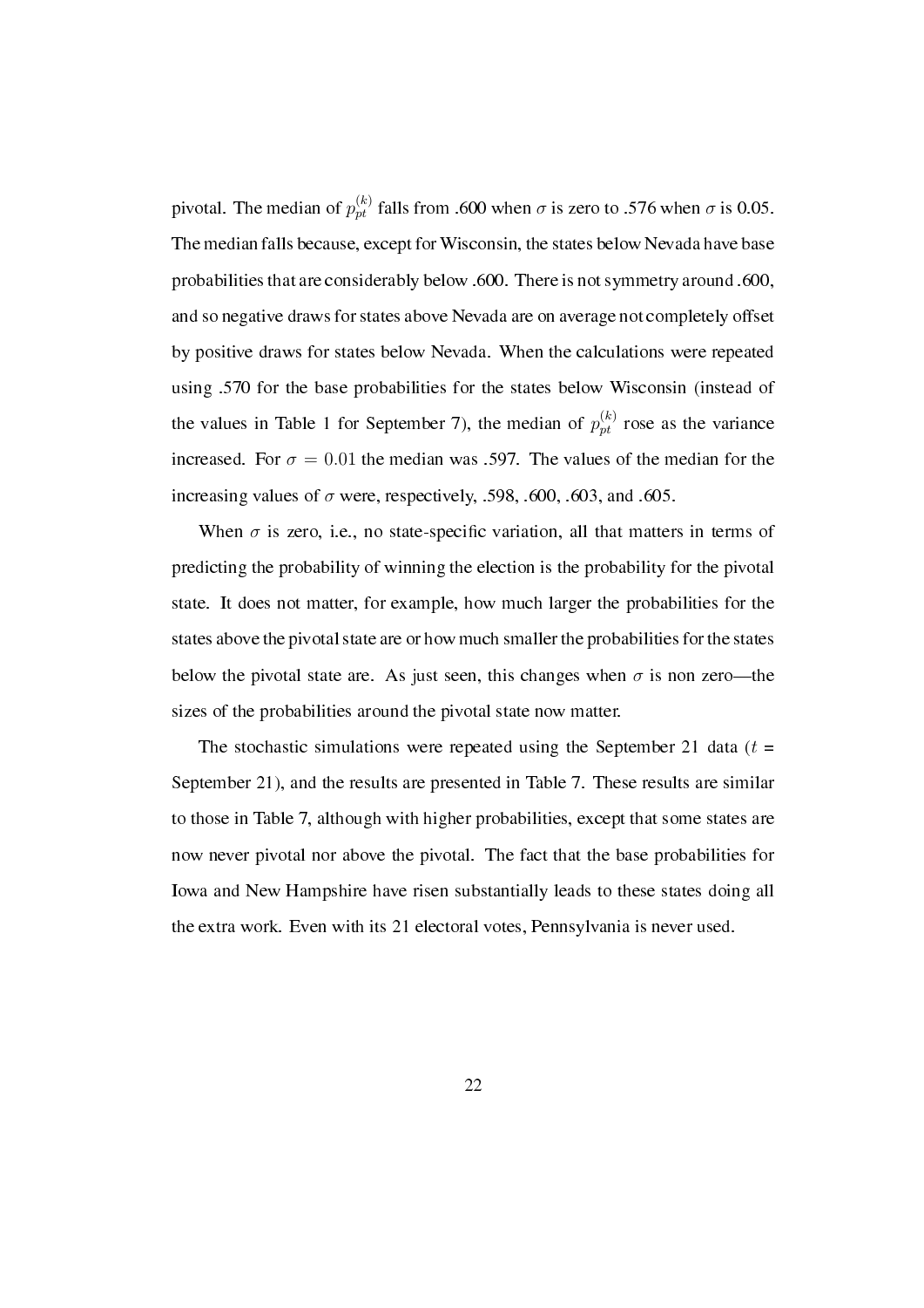pivotal. The median of $p_{pt}^{(k)}$ falls from .600 when $\sigma$ is zero to .576 when $\sigma$ is 0.05. The median falls because, except for Wisconsin, the states below Nevada have base probabilities that are considerably below .600. There is not symmetry around .600, and so negative draws for states above Nevada are on average not completely offset by positive draws for states below Nevada. When the calculations were repeated using .570 for the base probabilities for the states below Wisconsin (instead of the values in Table 1 for September 7), the median of $p_{pt}^{(k)}$ rose as the variance increased. For $\sigma = 0.01$ the median was .597. The values of the median for the increasing values of $\sigma$ were, respectively, .598, .600, .603, and .605.

When $\sigma$ is zero, i.e., no state-specific variation, all that matters in terms of predicting the probability of winning the election is the probability for the pivotal state. It does not matter, for example, how much larger the probabilities for the states above the pivotal state are or how much smaller the probabilities for the states below the pivotal state are. As just seen, this changes when $\sigma$ is non zero—the sizes of the probabilities around the pivotal state now matter.

The stochastic simulations were repeated using the September 21 data ($t$ = September 21), and the results are presented in Table 7. These results are similar to those in Table 7, although with higher probabilities, except that some states are now never pivotal nor above the pivotal. The fact that the base probabilities for Iowa and New Hampshire have risen substantially leads to these states doing all the extra work. Even with its 21 electoral votes, Pennsylvania is never used.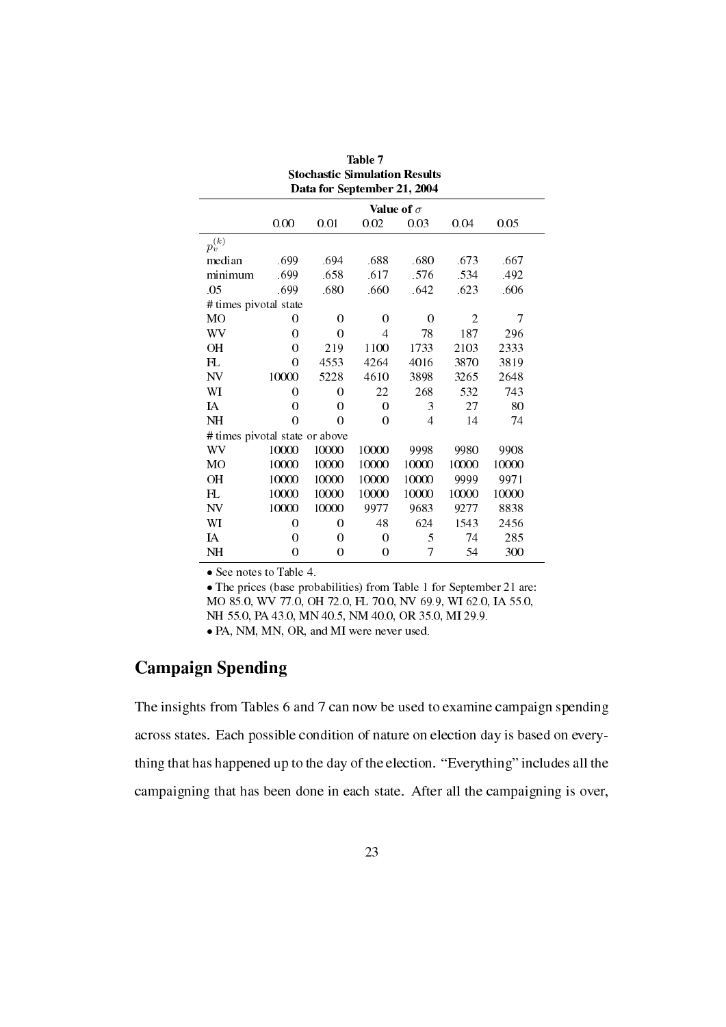**Table 7**
**Stochastic Simulation Results**
**Data for September 21, 2004**

| | **Value of $\sigma$** | | | | | |
|---|---|---|---|---|---|---|
| | 0.00 | 0.01 | 0.02 | 0.03 | 0.04 | 0.05 |
| $p_v^{(k)}$ | | | | | | |
| median | .699 | .694 | .688 | .680 | .673 | .667 |
| minimum | .699 | .658 | .617 | .576 | .534 | .492 |
| .05 | .699 | .680 | .660 | .642 | .623 | .606 |
| # times pivotal state | | | | | | |
| MO | 0 | 0 | 0 | 0 | 2 | 7 |
| WV | 0 | 0 | 4 | 78 | 187 | 296 |
| OH | 0 | 219 | 1100 | 1733 | 2103 | 2333 |
| FL | 0 | 4553 | 4264 | 4016 | 3870 | 3819 |
| NV | 10000 | 5228 | 4610 | 3898 | 3265 | 2648 |
| WI | 0 | 0 | 22 | 268 | 532 | 743 |
| IA | 0 | 0 | 0 | 3 | 27 | 80 |
| NH | 0 | 0 | 0 | 4 | 14 | 74 |
| # times pivotal state or above | | | | | | |
| WV | 10000 | 10000 | 10000 | 9998 | 9980 | 9908 |
| MO | 10000 | 10000 | 10000 | 10000 | 10000 | 10000 |
| OH | 10000 | 10000 | 10000 | 10000 | 9999 | 9971 |
| FL | 10000 | 10000 | 10000 | 10000 | 10000 | 10000 |
| NV | 10000 | 10000 | 9977 | 9683 | 9277 | 8838 |
| WI | 0 | 0 | 48 | 624 | 1543 | 2456 |
| IA | 0 | 0 | 0 | 5 | 74 | 285 |
| NH | 0 | 0 | 0 | 7 | 54 | 300 |

• See notes to Table 4.
• The prices (base probabilities) from Table 1 for September 21 are: MO 85.0, WV 77.0, OH 72.0, FL 70.0, NV 69.9, WI 62.0, IA 55.0, NH 55.0, PA 43.0, MN 40.5, NM 40.0, OR 35.0, MI 29.9.
• PA, NM, MN, OR, and MI were never used.

## Campaign Spending

The insights from Tables 6 and 7 can now be used to examine campaign spending across states. Each possible condition of nature on election day is based on everything that has happened up to the day of the election. "Everything" includes all the campaigning that has been done in each state. After all the campaigning is over,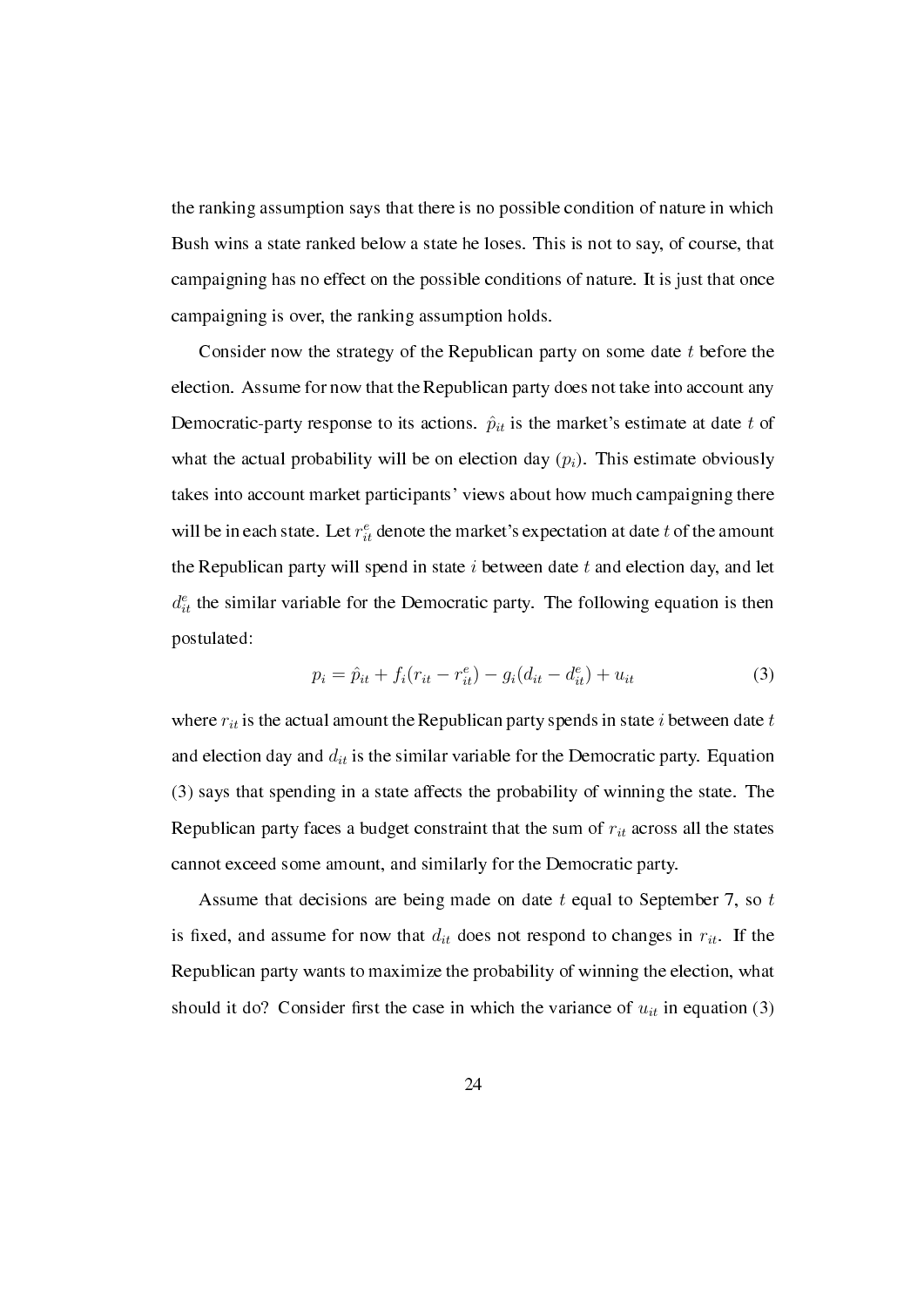the ranking assumption says that there is no possible condition of nature in which Bush wins a state ranked below a state he loses. This is not to say, of course, that campaigning has no effect on the possible conditions of nature. It is just that once campaigning is over, the ranking assumption holds.

Consider now the strategy of the Republican party on some date $t$ before the election. Assume for now that the Republican party does not take into account any Democratic-party response to its actions. $\hat{p}_{it}$ is the market's estimate at date $t$ of what the actual probability will be on election day ($p_i$). This estimate obviously takes into account market participants' views about how much campaigning there will be in each state. Let $r^e_{it}$ denote the market's expectation at date $t$ of the amount the Republican party will spend in state $i$ between date $t$ and election day, and let $d^e_{it}$ the similar variable for the Democratic party. The following equation is then postulated:

$$p_i = \hat{p}_{it} + f_i(r_{it} - r^e_{it}) - g_i(d_{it} - d^e_{it}) + u_{it} \tag{3}$$

where $r_{it}$ is the actual amount the Republican party spends in state $i$ between date $t$ and election day and $d_{it}$ is the similar variable for the Democratic party. Equation (3) says that spending in a state affects the probability of winning the state. The Republican party faces a budget constraint that the sum of $r_{it}$ across all the states cannot exceed some amount, and similarly for the Democratic party.

Assume that decisions are being made on date $t$ equal to September 7, so $t$ is fixed, and assume for now that $d_{it}$ does not respond to changes in $r_{it}$. If the Republican party wants to maximize the probability of winning the election, what should it do? Consider first the case in which the variance of $u_{it}$ in equation (3)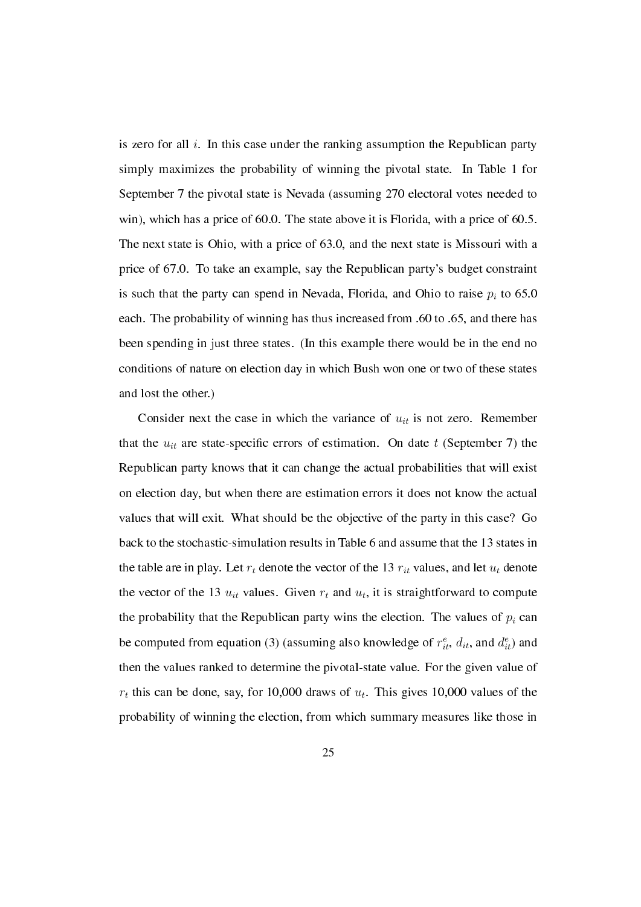is zero for all $i$. In this case under the ranking assumption the Republican party simply maximizes the probability of winning the pivotal state. In Table 1 for September 7 the pivotal state is Nevada (assuming 270 electoral votes needed to win), which has a price of 60.0. The state above it is Florida, with a price of 60.5. The next state is Ohio, with a price of 63.0, and the next state is Missouri with a price of 67.0. To take an example, say the Republican party's budget constraint is such that the party can spend in Nevada, Florida, and Ohio to raise $p_i$ to 65.0 each. The probability of winning has thus increased from .60 to .65, and there has been spending in just three states. (In this example there would be in the end no conditions of nature on election day in which Bush won one or two of these states and lost the other.)

Consider next the case in which the variance of $u_{it}$ is not zero. Remember that the $u_{it}$ are state-specific errors of estimation. On date $t$ (September 7) the Republican party knows that it can change the actual probabilities that will exist on election day, but when there are estimation errors it does not know the actual values that will exit. What should be the objective of the party in this case? Go back to the stochastic-simulation results in Table 6 and assume that the 13 states in the table are in play. Let $r_t$ denote the vector of the 13 $r_{it}$ values, and let $u_t$ denote the vector of the 13 $u_{it}$ values. Given $r_t$ and $u_t$, it is straightforward to compute the probability that the Republican party wins the election. The values of $p_i$ can be computed from equation (3) (assuming also knowledge of $r^e_{it}$, $d_{it}$, and $d^e_{it}$) and then the values ranked to determine the pivotal-state value. For the given value of $r_t$ this can be done, say, for 10,000 draws of $u_t$. This gives 10,000 values of the probability of winning the election, from which summary measures like those in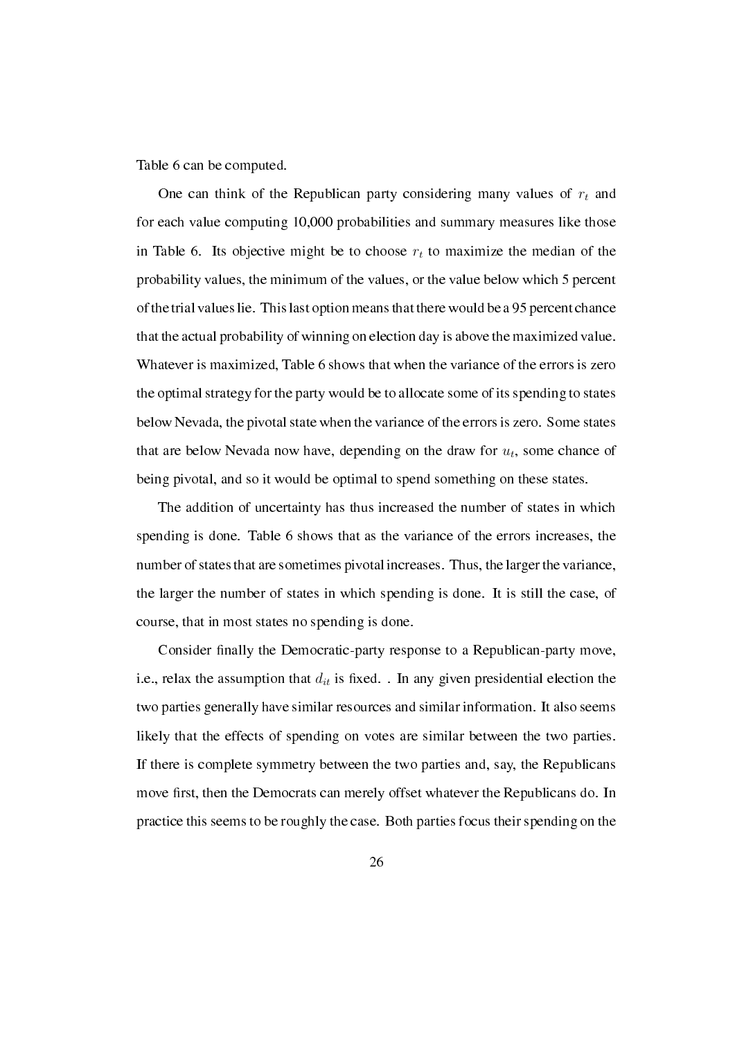Table 6 can be computed.

One can think of the Republican party considering many values of $r_t$ and for each value computing 10,000 probabilities and summary measures like those in Table 6. Its objective might be to choose $r_t$ to maximize the median of the probability values, the minimum of the values, or the value below which 5 percent of the trial values lie. This last option means that there would be a 95 percent chance that the actual probability of winning on election day is above the maximized value. Whatever is maximized, Table 6 shows that when the variance of the errors is zero the optimal strategy for the party would be to allocate some of its spending to states below Nevada, the pivotal state when the variance of the errors is zero. Some states that are below Nevada now have, depending on the draw for $u_t$, some chance of being pivotal, and so it would be optimal to spend something on these states.

The addition of uncertainty has thus increased the number of states in which spending is done. Table 6 shows that as the variance of the errors increases, the number of states that are sometimes pivotal increases. Thus, the larger the variance, the larger the number of states in which spending is done. It is still the case, of course, that in most states no spending is done.

Consider finally the Democratic-party response to a Republican-party move, i.e., relax the assumption that $d_{it}$ is fixed. . In any given presidential election the two parties generally have similar resources and similar information. It also seems likely that the effects of spending on votes are similar between the two parties. If there is complete symmetry between the two parties and, say, the Republicans move first, then the Democrats can merely offset whatever the Republicans do. In practice this seems to be roughly the case. Both parties focus their spending on the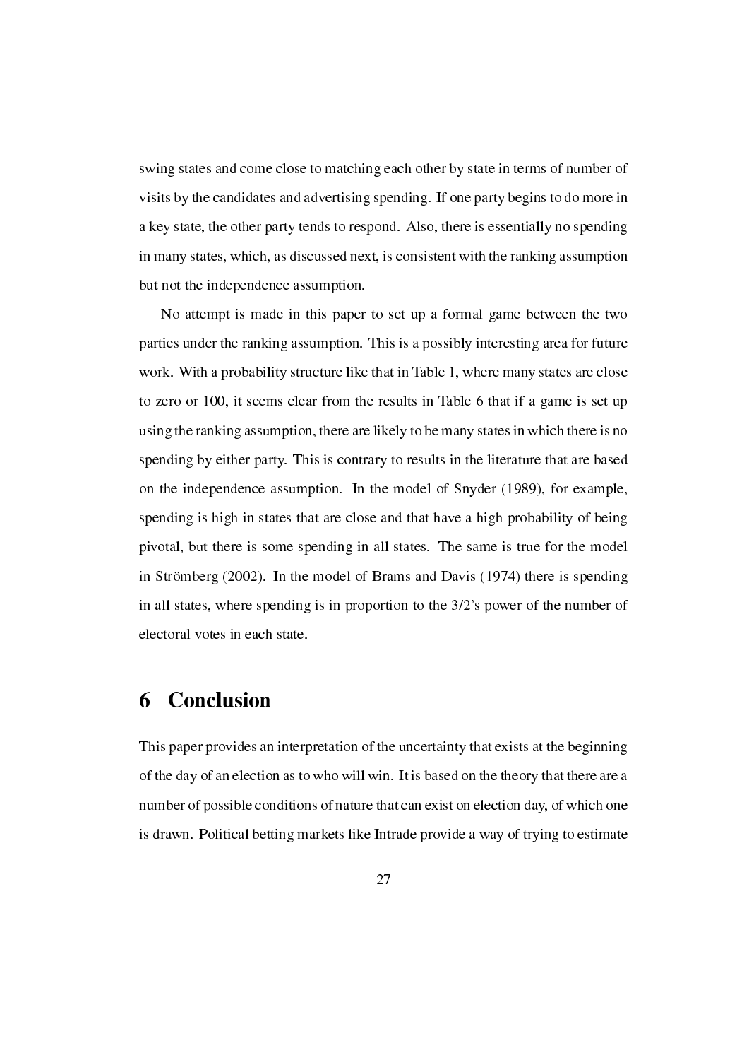swing states and come close to matching each other by state in terms of number of visits by the candidates and advertising spending. If one party begins to do more in a key state, the other party tends to respond. Also, there is essentially no spending in many states, which, as discussed next, is consistent with the ranking assumption but not the independence assumption.

No attempt is made in this paper to set up a formal game between the two parties under the ranking assumption. This is a possibly interesting area for future work. With a probability structure like that in Table 1, where many states are close to zero or 100, it seems clear from the results in Table 6 that if a game is set up using the ranking assumption, there are likely to be many states in which there is no spending by either party. This is contrary to results in the literature that are based on the independence assumption. In the model of Snyder (1989), for example, spending is high in states that are close and that have a high probability of being pivotal, but there is some spending in all states. The same is true for the model in Strömberg (2002). In the model of Brams and Davis (1974) there is spending in all states, where spending is in proportion to the 3/2's power of the number of electoral votes in each state.

# 6 Conclusion

This paper provides an interpretation of the uncertainty that exists at the beginning of the day of an election as to who will win. It is based on the theory that there are a number of possible conditions of nature that can exist on election day, of which one is drawn. Political betting markets like Intrade provide a way of trying to estimate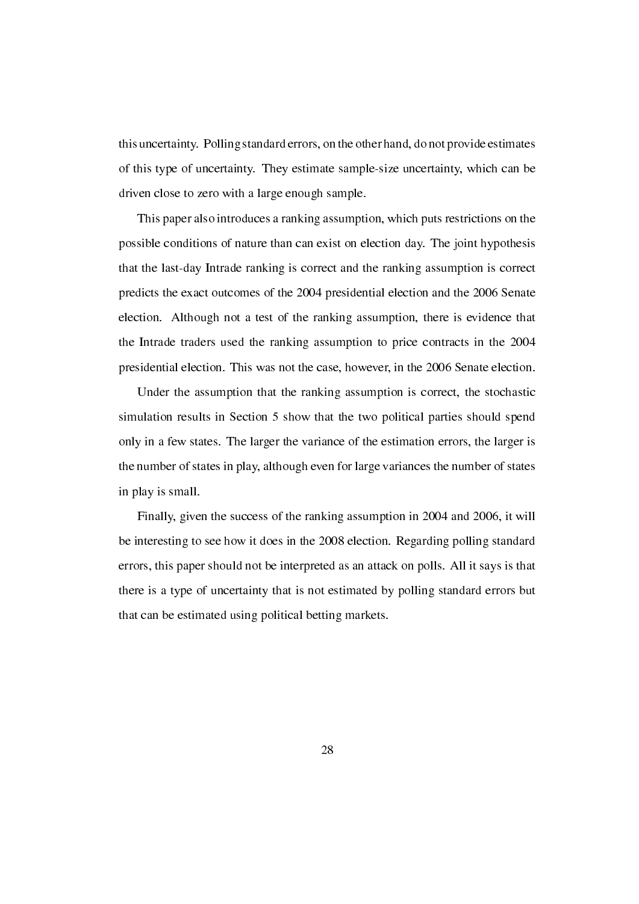this uncertainty. Polling standard errors, on the other hand, do not provide estimates of this type of uncertainty. They estimate sample-size uncertainty, which can be driven close to zero with a large enough sample.

This paper also introduces a ranking assumption, which puts restrictions on the possible conditions of nature than can exist on election day. The joint hypothesis that the last-day Intrade ranking is correct and the ranking assumption is correct predicts the exact outcomes of the 2004 presidential election and the 2006 Senate election. Although not a test of the ranking assumption, there is evidence that the Intrade traders used the ranking assumption to price contracts in the 2004 presidential election. This was not the case, however, in the 2006 Senate election.

Under the assumption that the ranking assumption is correct, the stochastic simulation results in Section 5 show that the two political parties should spend only in a few states. The larger the variance of the estimation errors, the larger is the number of states in play, although even for large variances the number of states in play is small.

Finally, given the success of the ranking assumption in 2004 and 2006, it will be interesting to see how it does in the 2008 election. Regarding polling standard errors, this paper should not be interpreted as an attack on polls. All it says is that there is a type of uncertainty that is not estimated by polling standard errors but that can be estimated using political betting markets.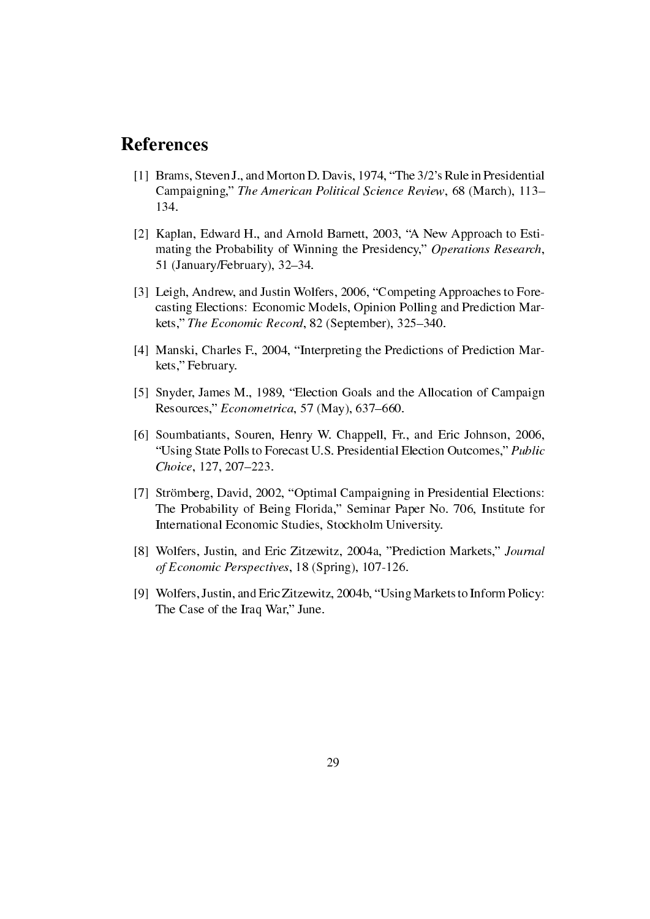# References

[1] Brams, Steven J., and Morton D. Davis, 1974, "The 3/2's Rule in Presidential Campaigning," *The American Political Science Review*, 68 (March), 113–134.

[2] Kaplan, Edward H., and Arnold Barnett, 2003, "A New Approach to Estimating the Probability of Winning the Presidency," *Operations Research*, 51 (January/February), 32–34.

[3] Leigh, Andrew, and Justin Wolfers, 2006, "Competing Approaches to Forecasting Elections: Economic Models, Opinion Polling and Prediction Markets," *The Economic Record*, 82 (September), 325–340.

[4] Manski, Charles F., 2004, "Interpreting the Predictions of Prediction Markets," February.

[5] Snyder, James M., 1989, "Election Goals and the Allocation of Campaign Resources," *Econometrica*, 57 (May), 637–660.

[6] Soumbatiants, Souren, Henry W. Chappell, Fr., and Eric Johnson, 2006, "Using State Polls to Forecast U.S. Presidential Election Outcomes," *Public Choice*, 127, 207–223.

[7] Strömberg, David, 2002, "Optimal Campaigning in Presidential Elections: The Probability of Being Florida," Seminar Paper No. 706, Institute for International Economic Studies, Stockholm University.

[8] Wolfers, Justin, and Eric Zitzewitz, 2004a, "Prediction Markets," *Journal of Economic Perspectives*, 18 (Spring), 107-126.

[9] Wolfers, Justin, and Eric Zitzewitz, 2004b, "Using Markets to Inform Policy: The Case of the Iraq War," June.